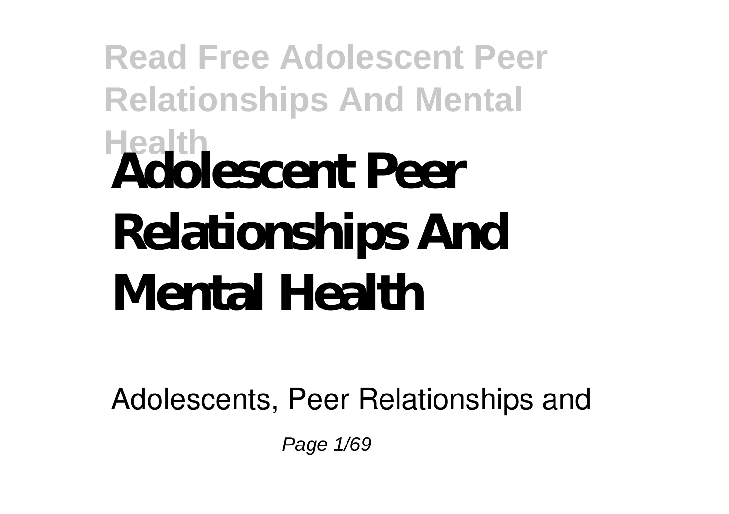# Adolescent Peer Relationships And Mental Health

Adolescents, Peer Relationships and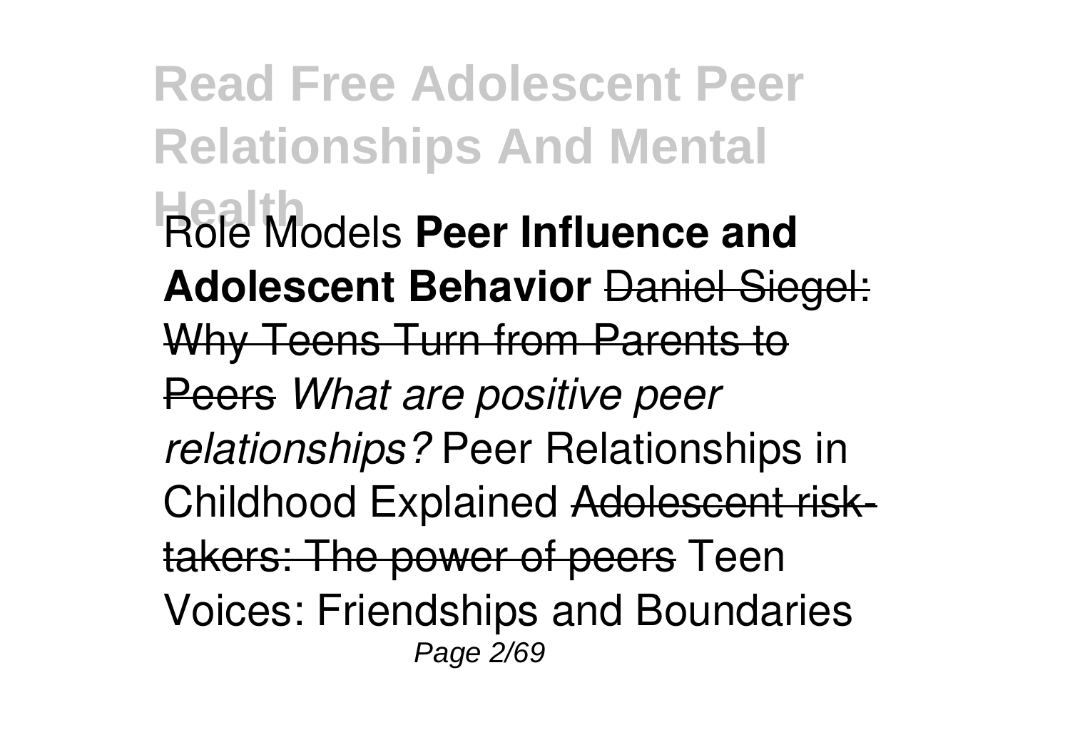Role Models **Peer Influence and Adolescent Behavior** ~~Daniel Siegel: Why Teens Turn from Parents to Peers~~ *What are positive peer relationships?* Peer Relationships in Childhood Explained ~~Adolescent risk-takers: The power of peers~~ Teen Voices: Friendships and Boundaries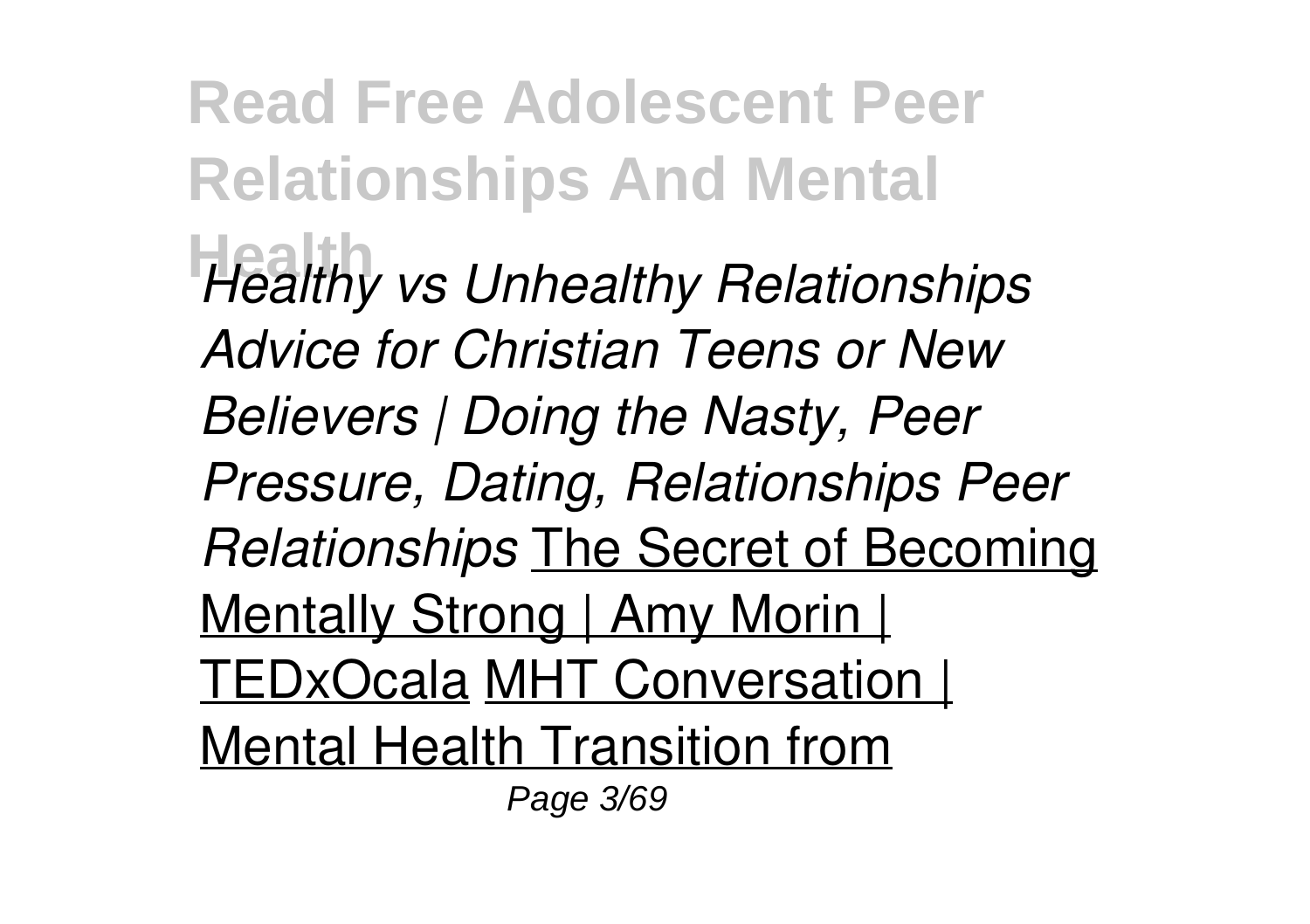*Healthy vs Unhealthy Relationships Advice for Christian Teens or New Believers | Doing the Nasty, Peer Pressure, Dating, Relationships Peer Relationships* The Secret of Becoming Mentally Strong | Amy Morin | TEDxOcala MHT Conversation | Mental Health Transition from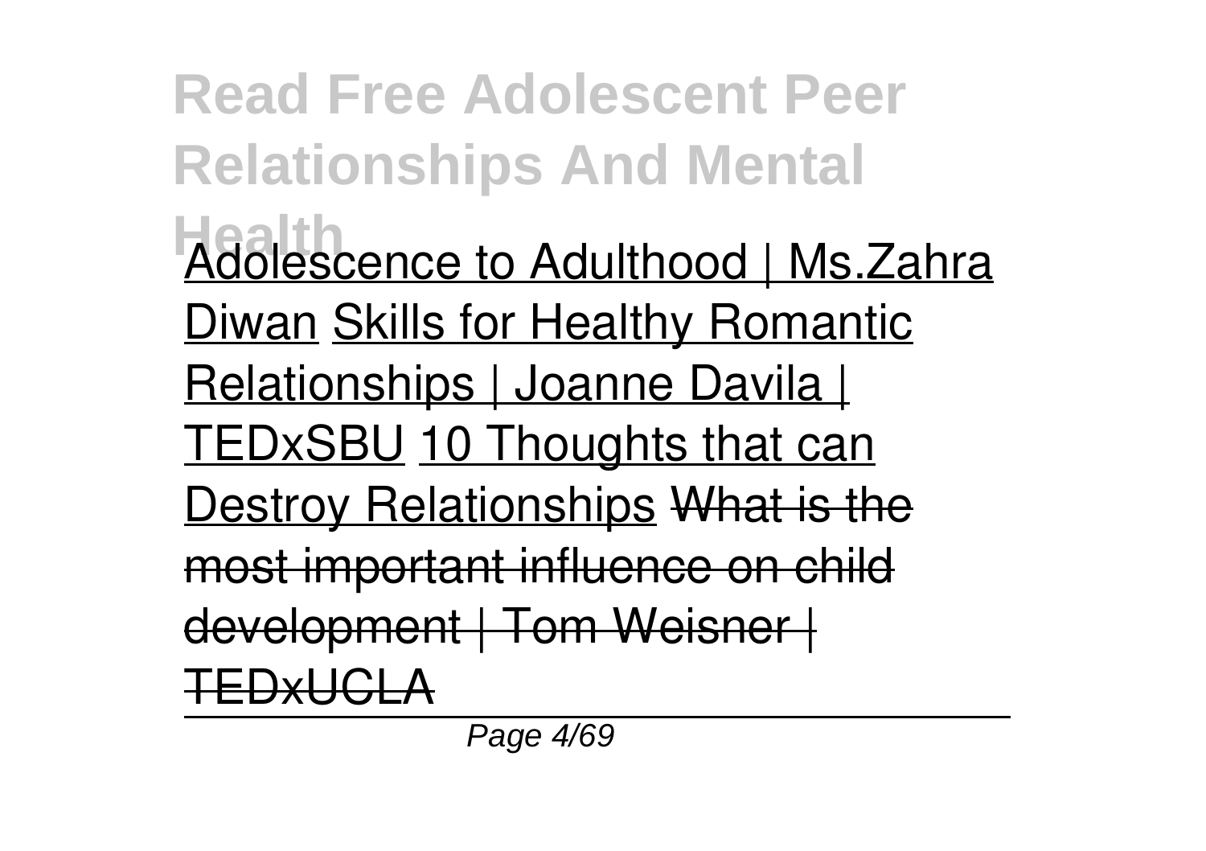Adolescence to Adulthood | Ms.Zahra Diwan Skills for Healthy Romantic Relationships | Joanne Davila | TEDxSBU 10 Thoughts that can Destroy Relationships ~~What is the most important influence on child development | Tom Weisner | TEDxUCLA~~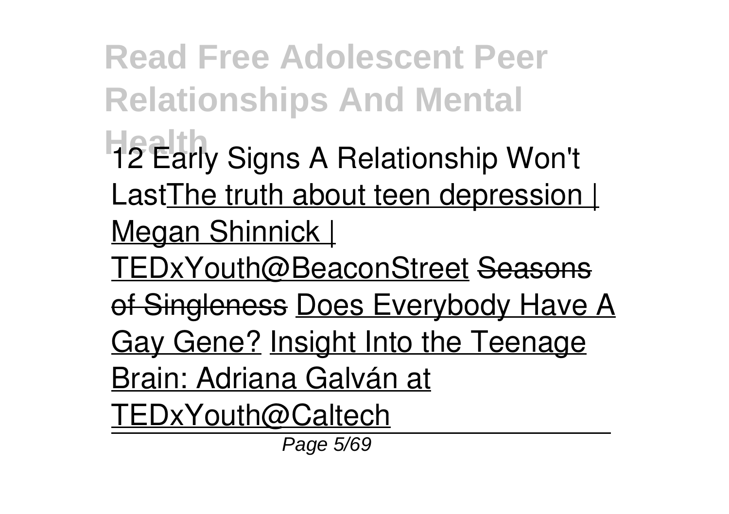12 Early Signs A Relationship Won't LastThe truth about teen depression | Megan Shinnick | TEDxYouth@BeaconStreet ~~Seasons of Singleness~~ Does Everybody Have A Gay Gene? Insight Into the Teenage Brain: Adriana Galván at TEDxYouth@Caltech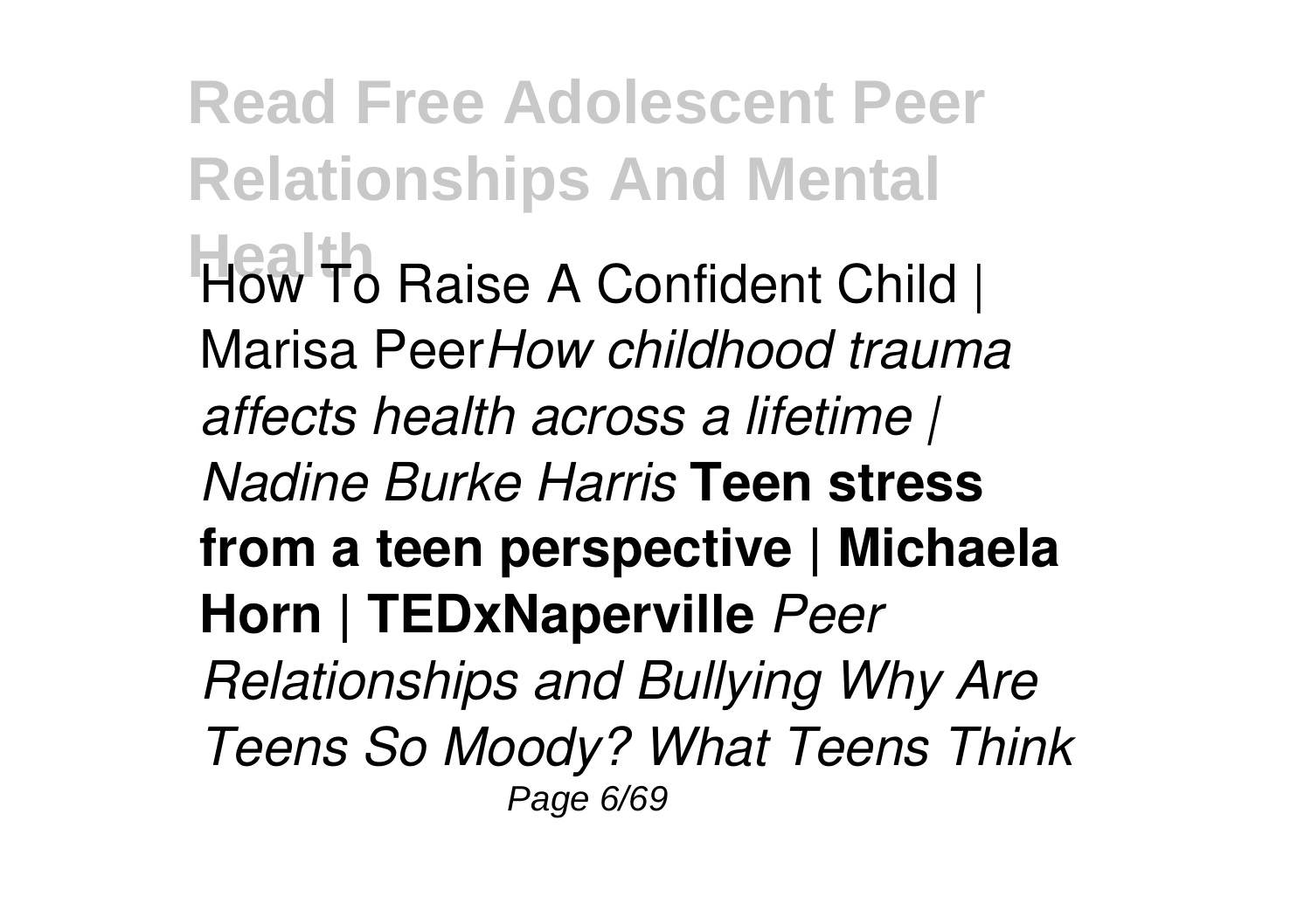How To Raise A Confident Child | Marisa Peer*How childhood trauma affects health across a lifetime | Nadine Burke Harris* **Teen stress from a teen perspective | Michaela Horn | TEDxNaperville** *Peer Relationships and Bullying Why Are Teens So Moody? What Teens Think*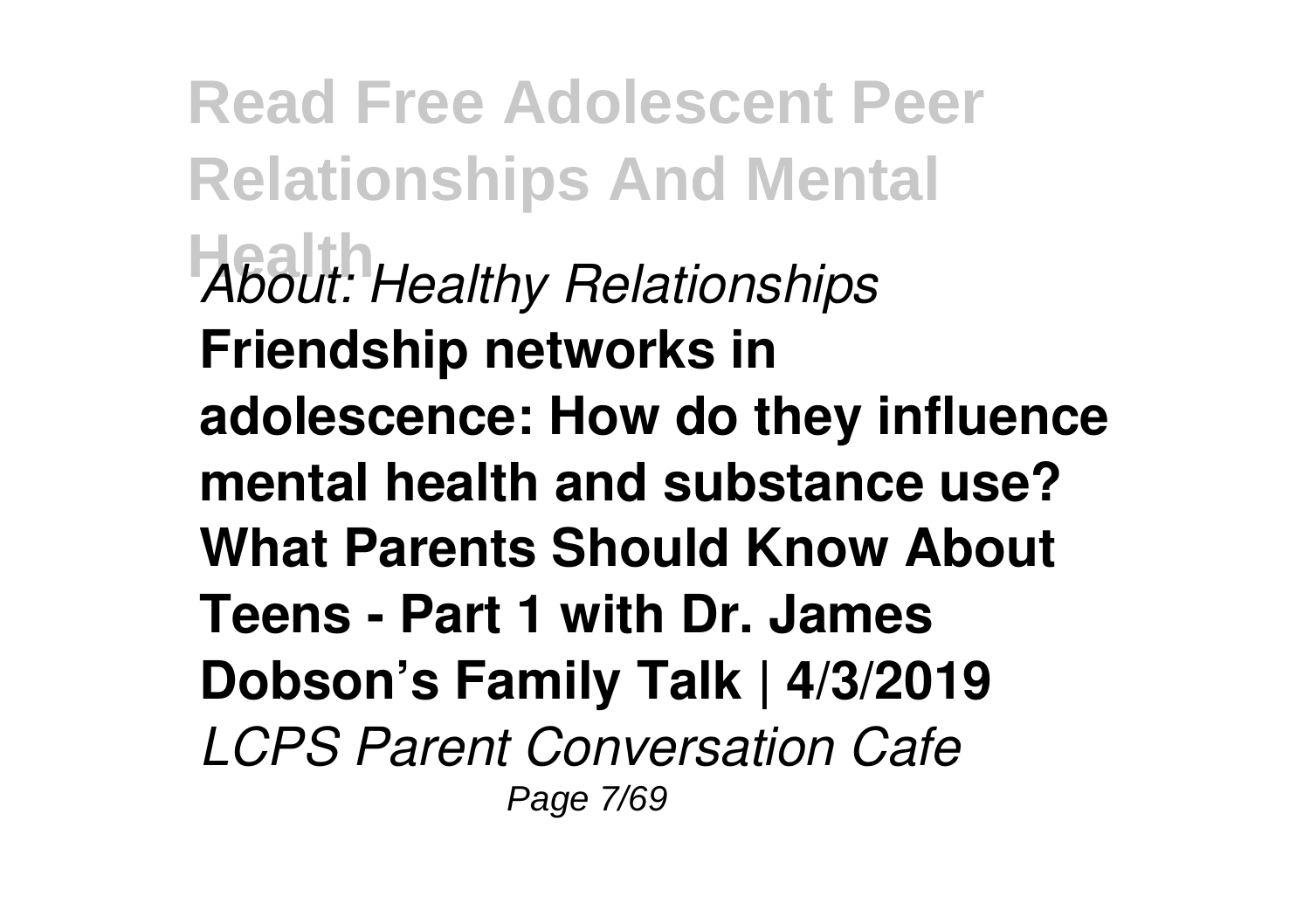*About: Healthy Relationships*

**Friendship networks in adolescence: How do they influence mental health and substance use?**

**What Parents Should Know About Teens - Part 1 with Dr. James Dobson's Family Talk | 4/3/2019**

*LCPS Parent Conversation Cafe*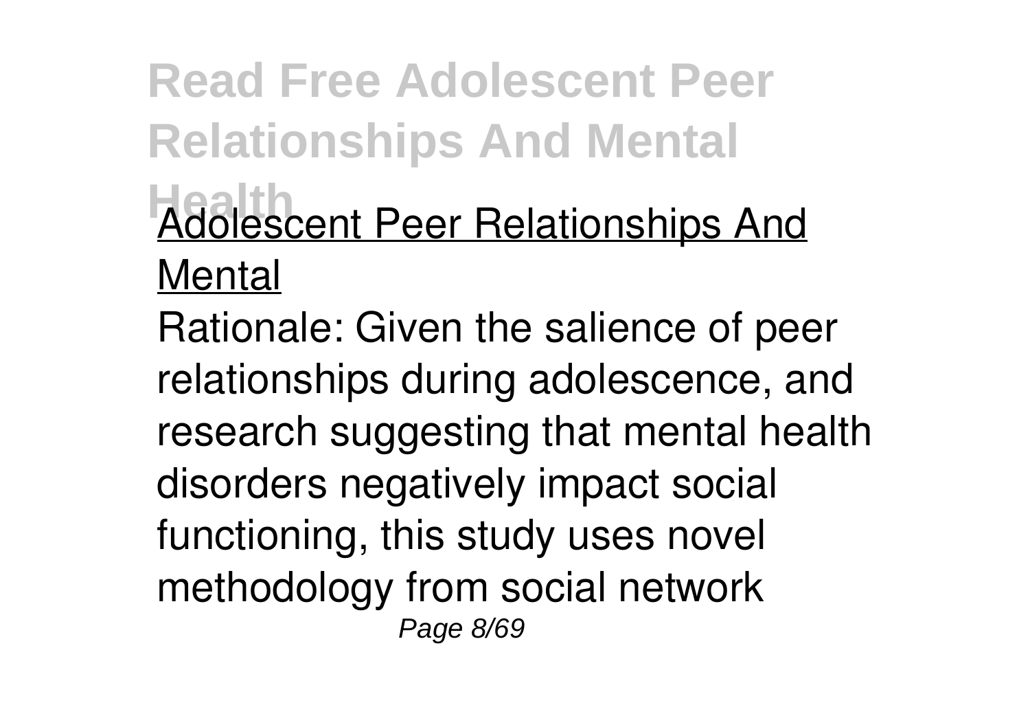# Read Free Adolescent Peer Relationships And Mental Health

Adolescent Peer Relationships And Mental

Rationale: Given the salience of peer relationships during adolescence, and research suggesting that mental health disorders negatively impact social functioning, this study uses novel methodology from social network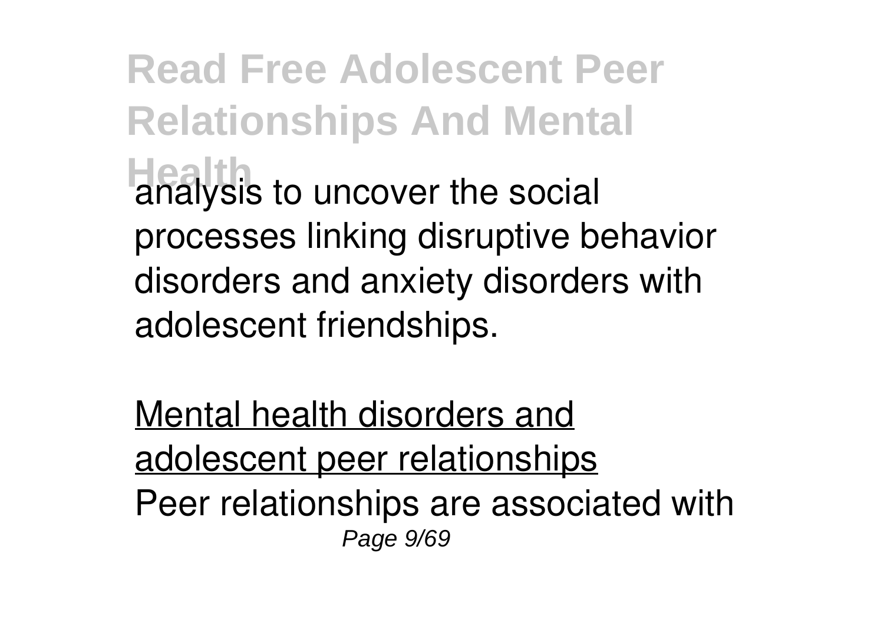analysis to uncover the social processes linking disruptive behavior disorders and anxiety disorders with adolescent friendships.

Mental health disorders and adolescent peer relationships

Peer relationships are associated with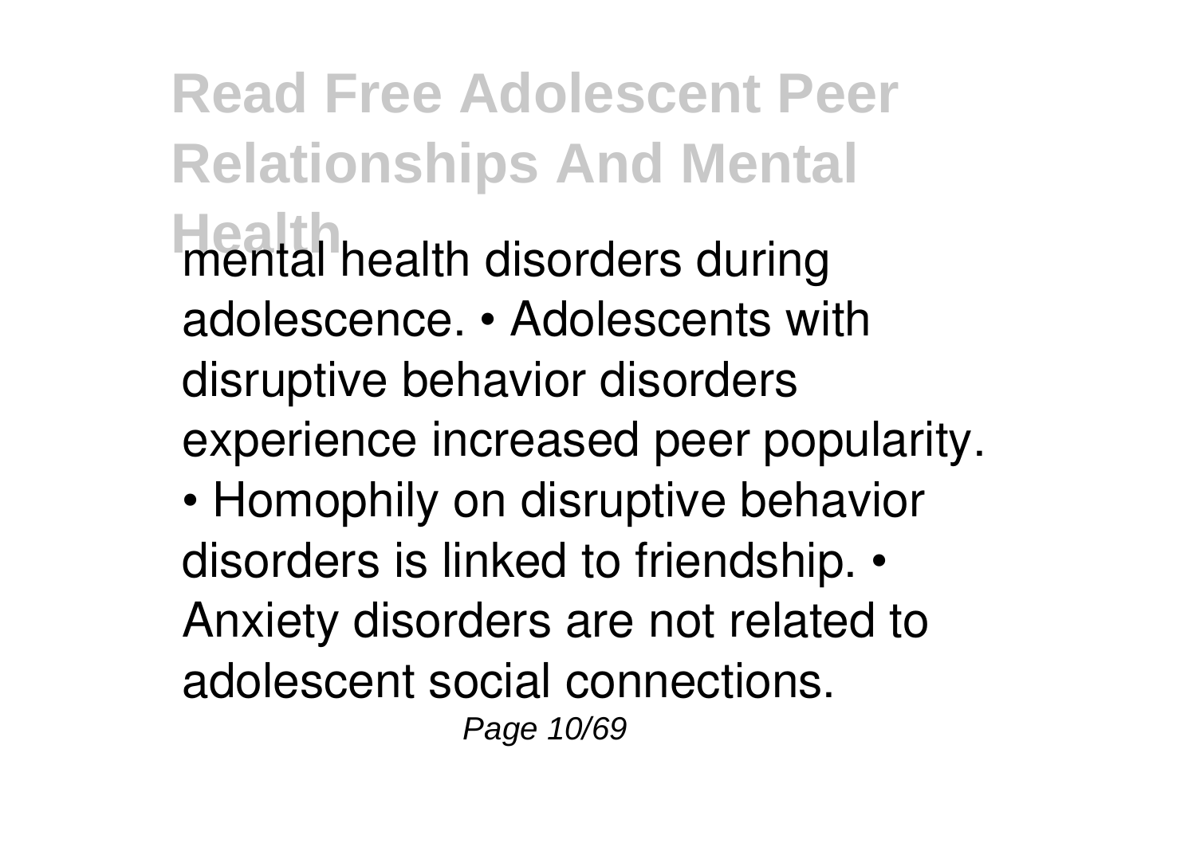mental health disorders during adolescence. • Adolescents with disruptive behavior disorders experience increased peer popularity. • Homophily on disruptive behavior disorders is linked to friendship. • Anxiety disorders are not related to adolescent social connections.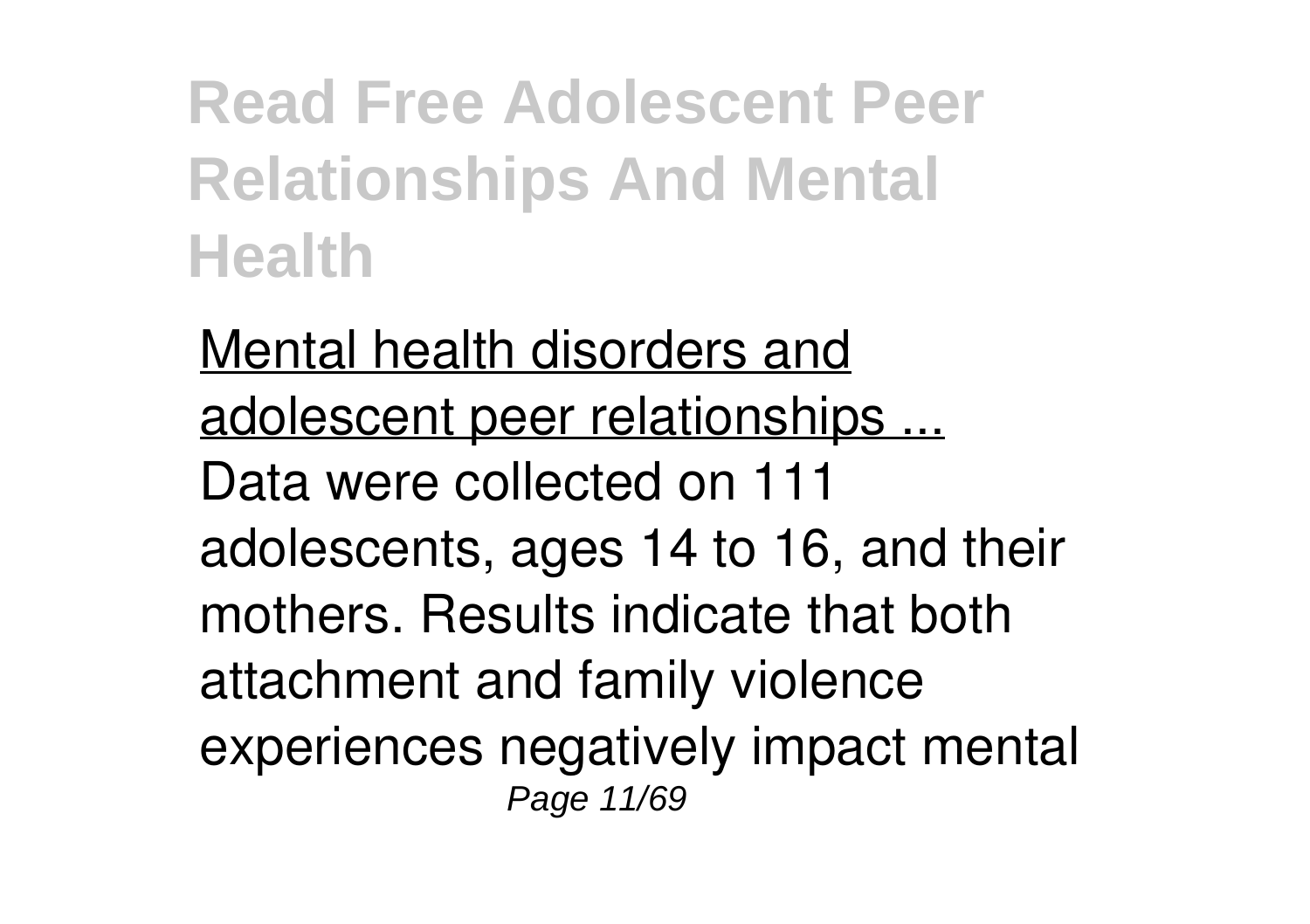Mental health disorders and adolescent peer relationships ...

Data were collected on 111 adolescents, ages 14 to 16, and their mothers. Results indicate that both attachment and family violence experiences negatively impact mental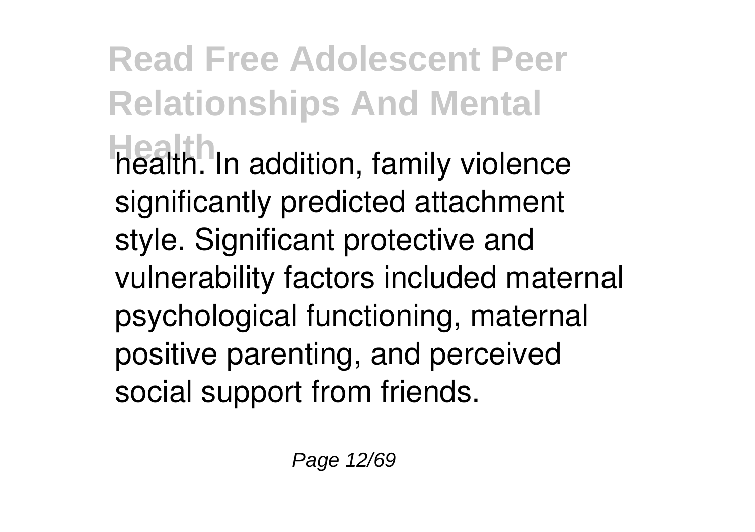health. In addition, family violence significantly predicted attachment style. Significant protective and vulnerability factors included maternal psychological functioning, maternal positive parenting, and perceived social support from friends.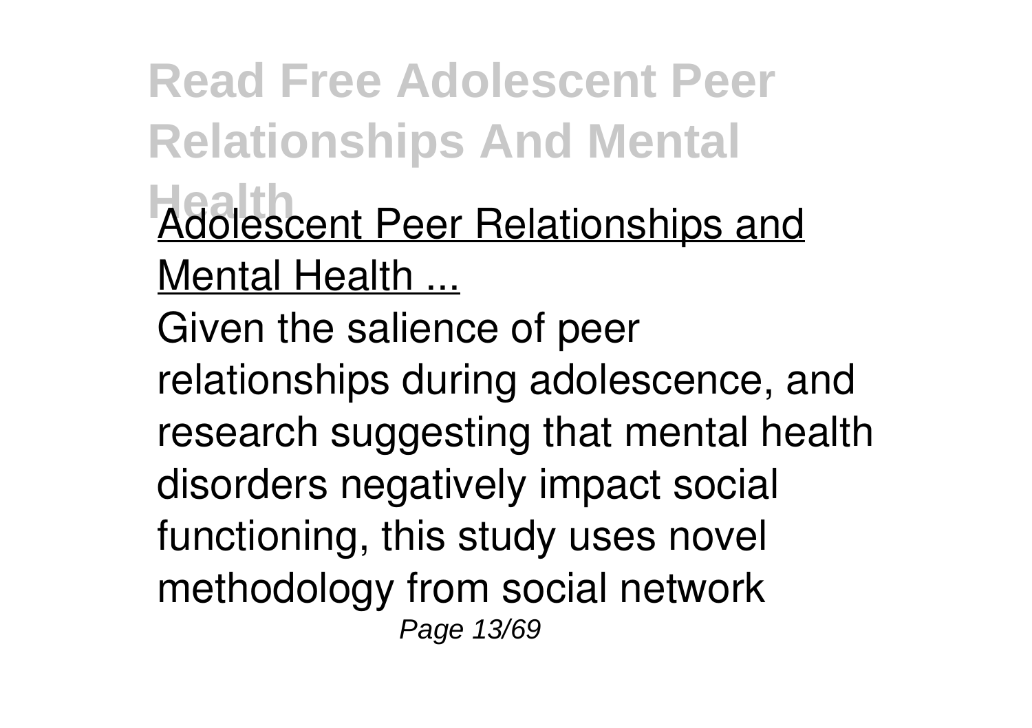Adolescent Peer Relationships and Mental Health ...

Given the salience of peer relationships during adolescence, and research suggesting that mental health disorders negatively impact social functioning, this study uses novel methodology from social network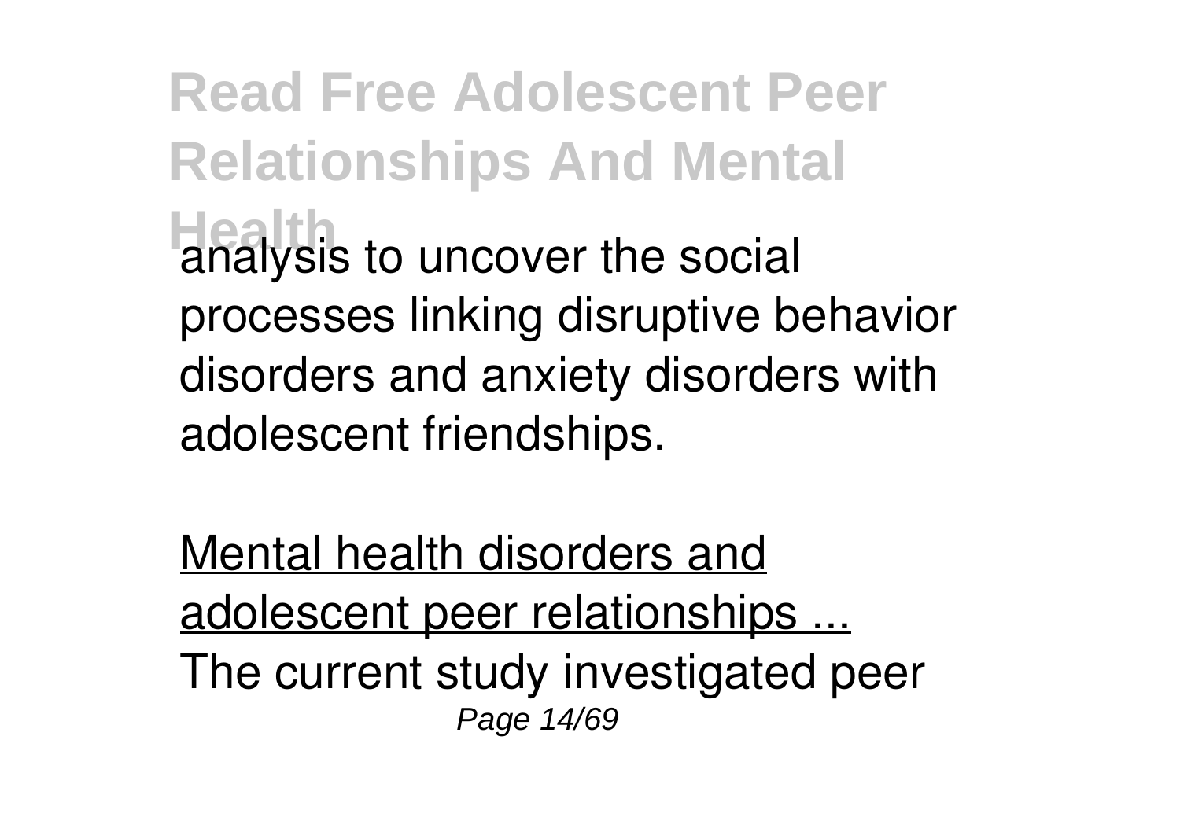analysis to uncover the social processes linking disruptive behavior disorders and anxiety disorders with adolescent friendships.

Mental health disorders and adolescent peer relationships ...

The current study investigated peer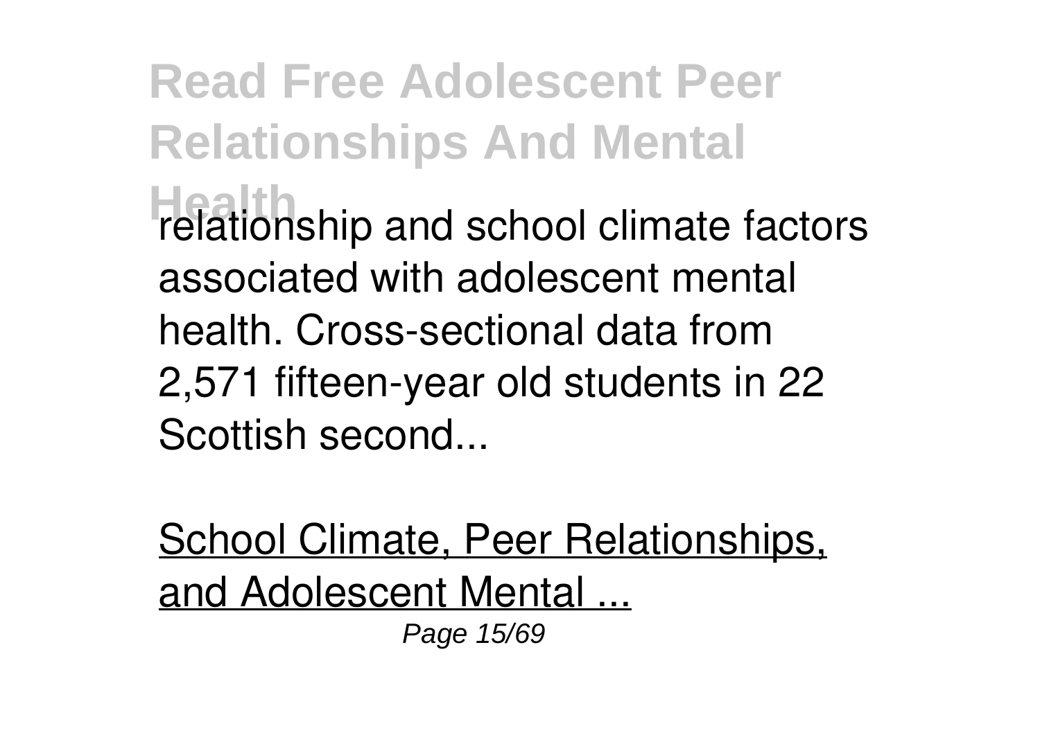relationship and school climate factors associated with adolescent mental health. Cross-sectional data from 2,571 fifteen-year old students in 22 Scottish second...

School Climate, Peer Relationships, and Adolescent Mental ...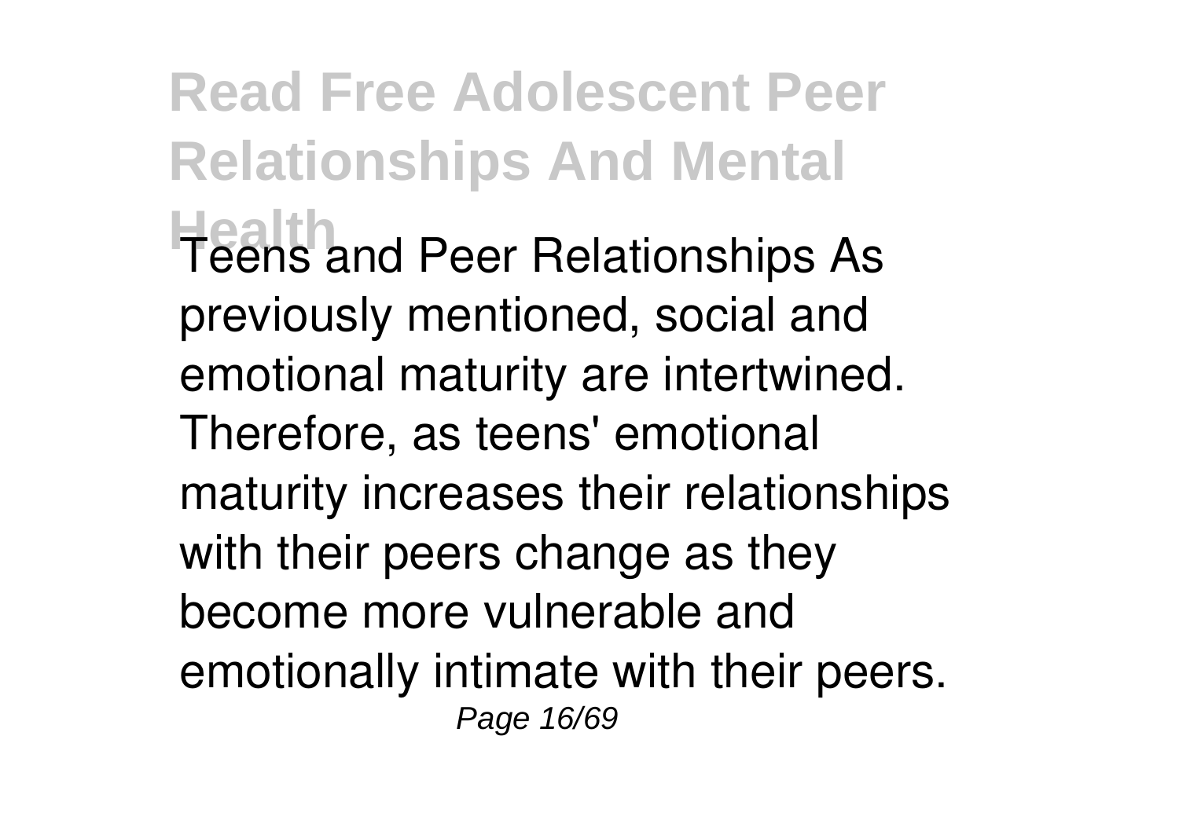Teens and Peer Relationships As previously mentioned, social and emotional maturity are intertwined. Therefore, as teens' emotional maturity increases their relationships with their peers change as they become more vulnerable and emotionally intimate with their peers.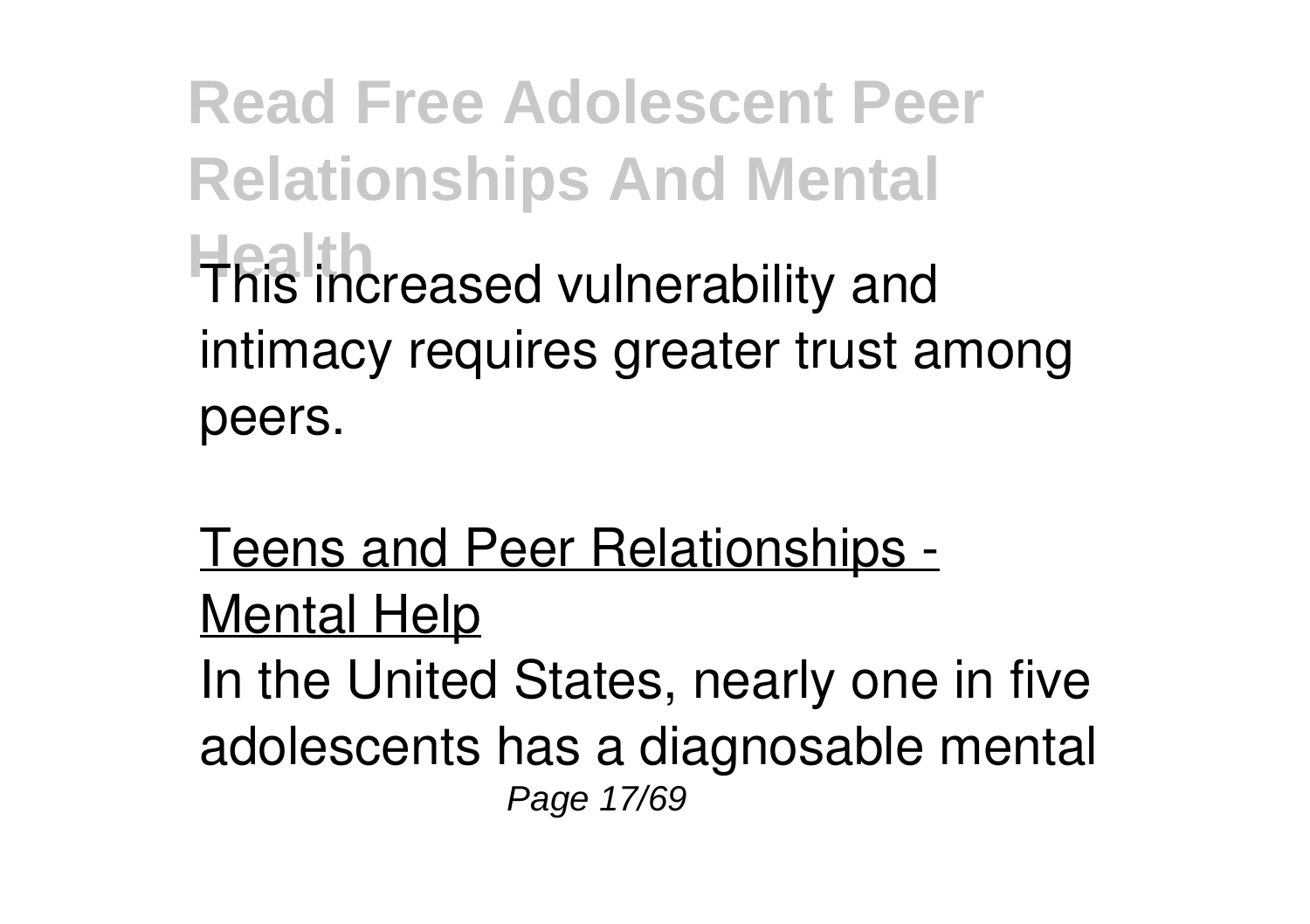This increased vulnerability and intimacy requires greater trust among peers.

Teens and Peer Relationships - Mental Help

In the United States, nearly one in five adolescents has a diagnosable mental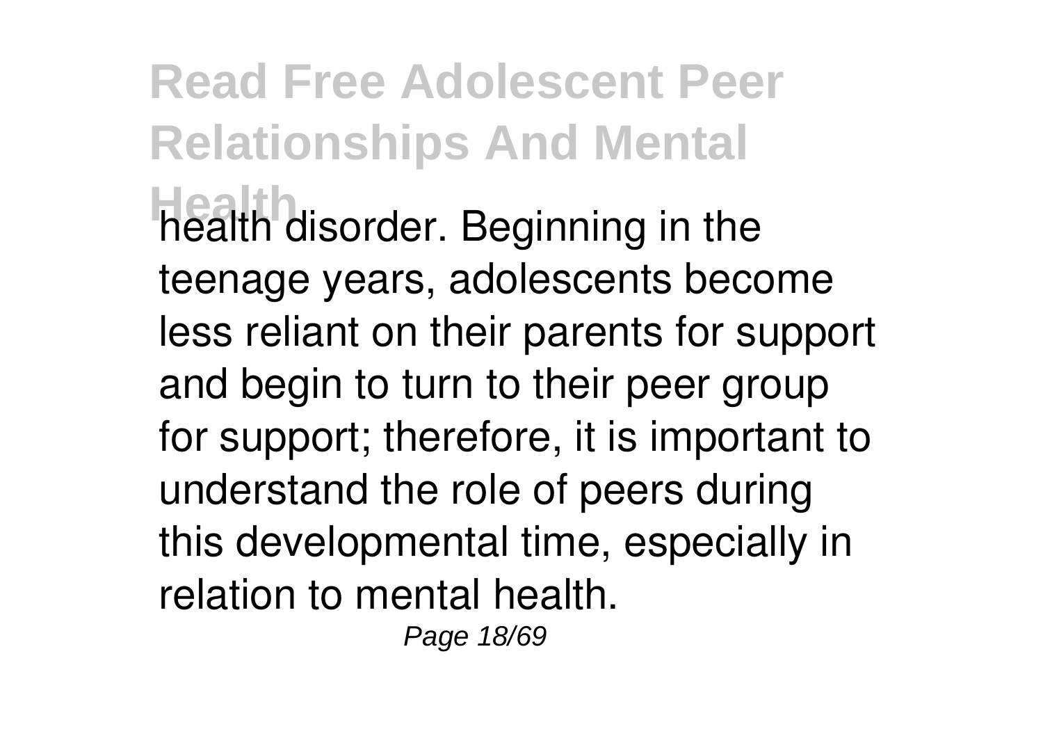health disorder. Beginning in the teenage years, adolescents become less reliant on their parents for support and begin to turn to their peer group for support; therefore, it is important to understand the role of peers during this developmental time, especially in relation to mental health.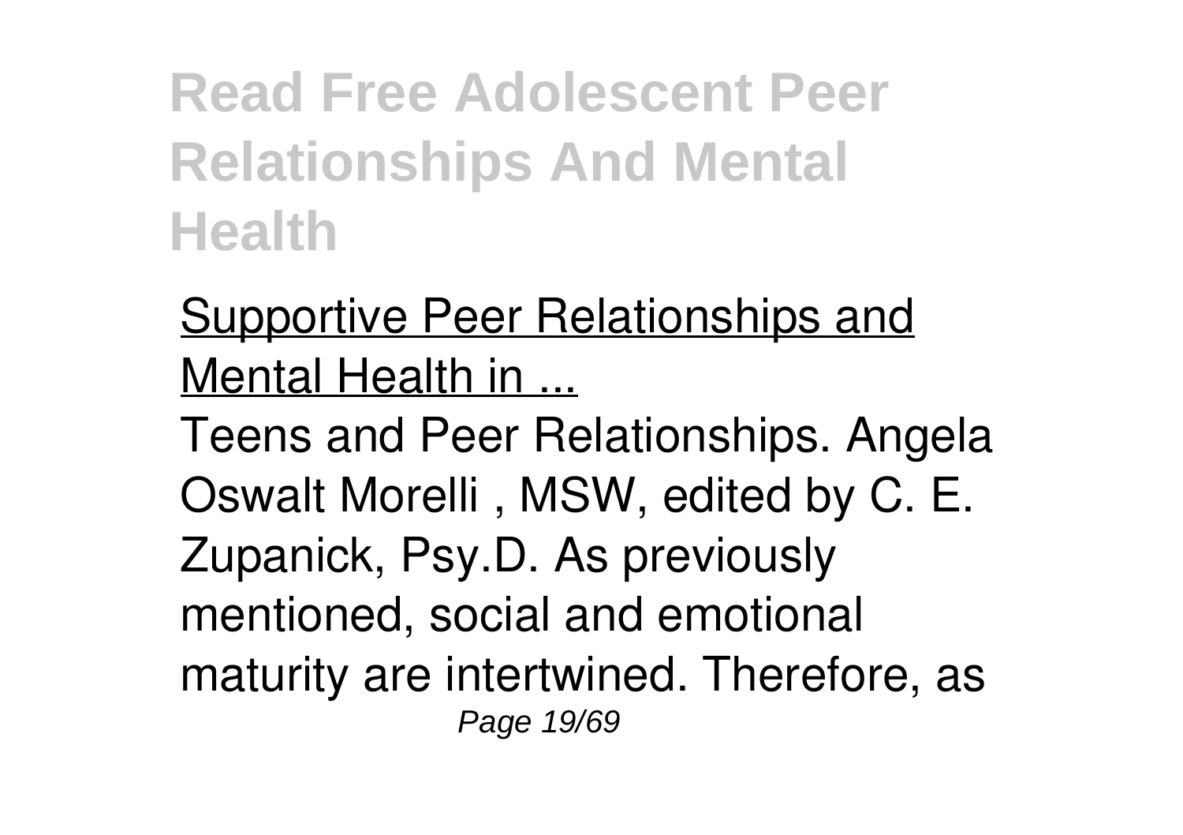Supportive Peer Relationships and Mental Health in ...

Teens and Peer Relationships. Angela Oswalt Morelli , MSW, edited by C. E. Zupanick, Psy.D. As previously mentioned, social and emotional maturity are intertwined. Therefore, as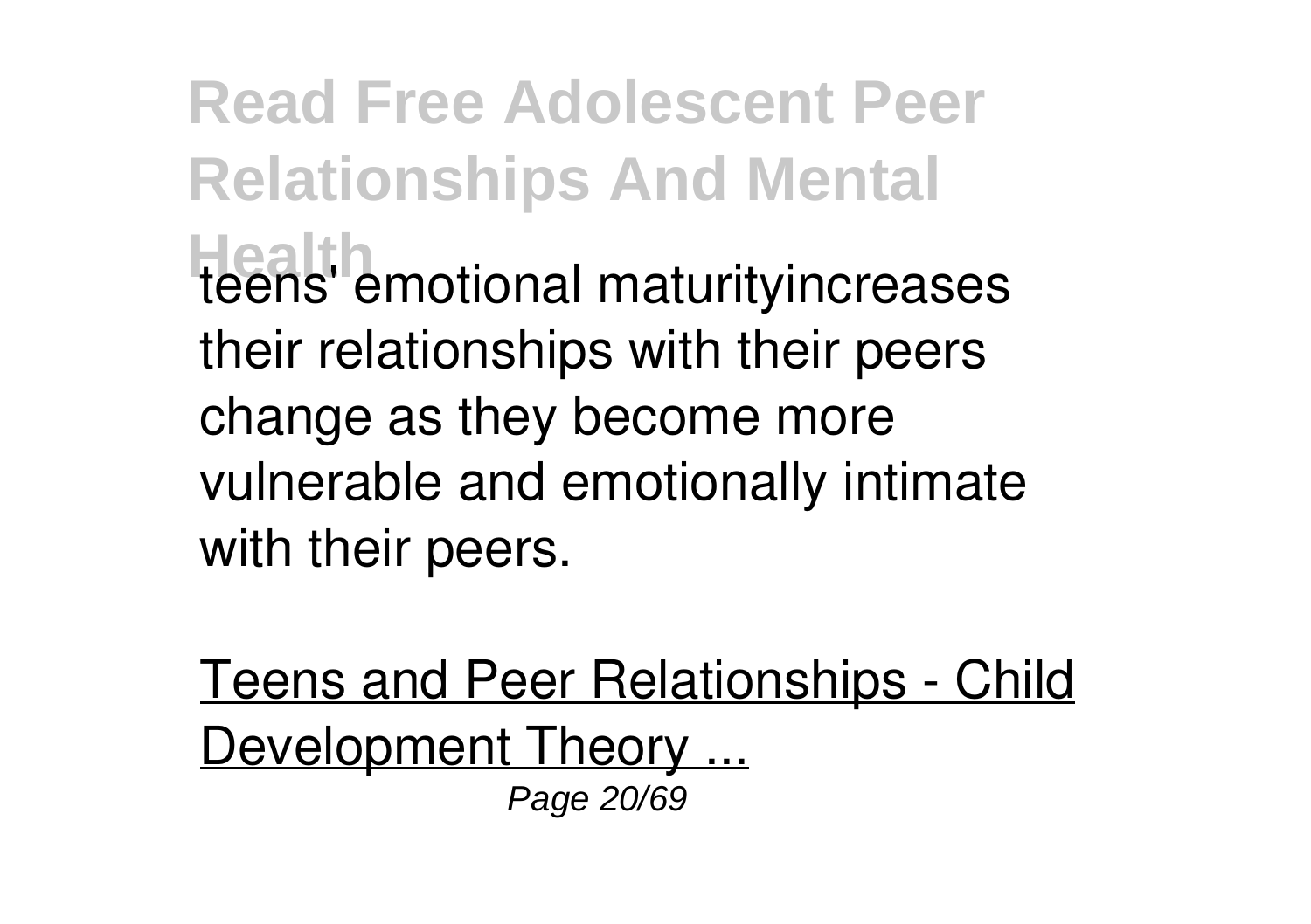teens' emotional maturityincreases their relationships with their peers change as they become more vulnerable and emotionally intimate with their peers.

Teens and Peer Relationships - Child Development Theory ...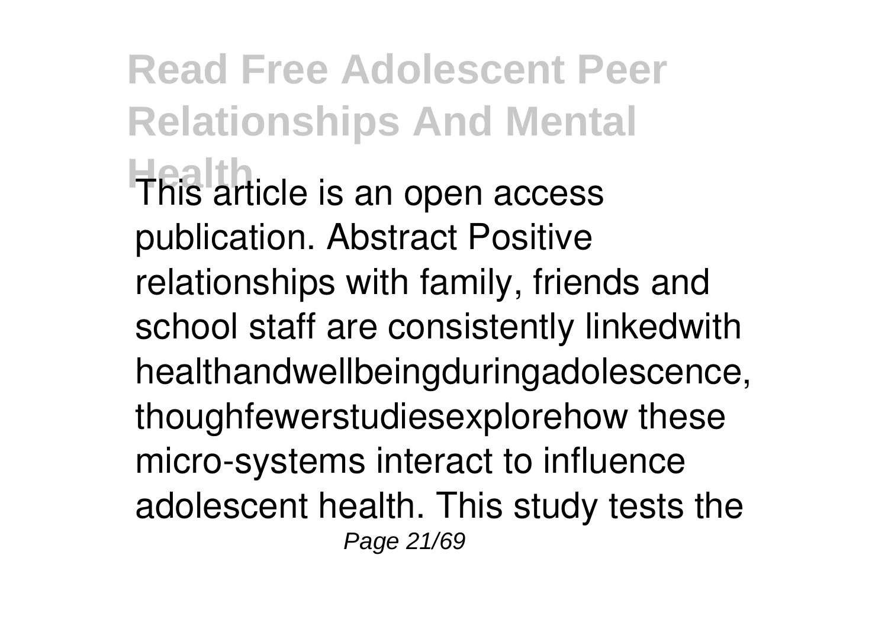This article is an open access publication. Abstract Positive relationships with family, friends and school staff are consistently linkedwith healthandwellbeingduringadolescence, thoughfewerstudiesexplorehow these micro-systems interact to influence adolescent health. This study tests the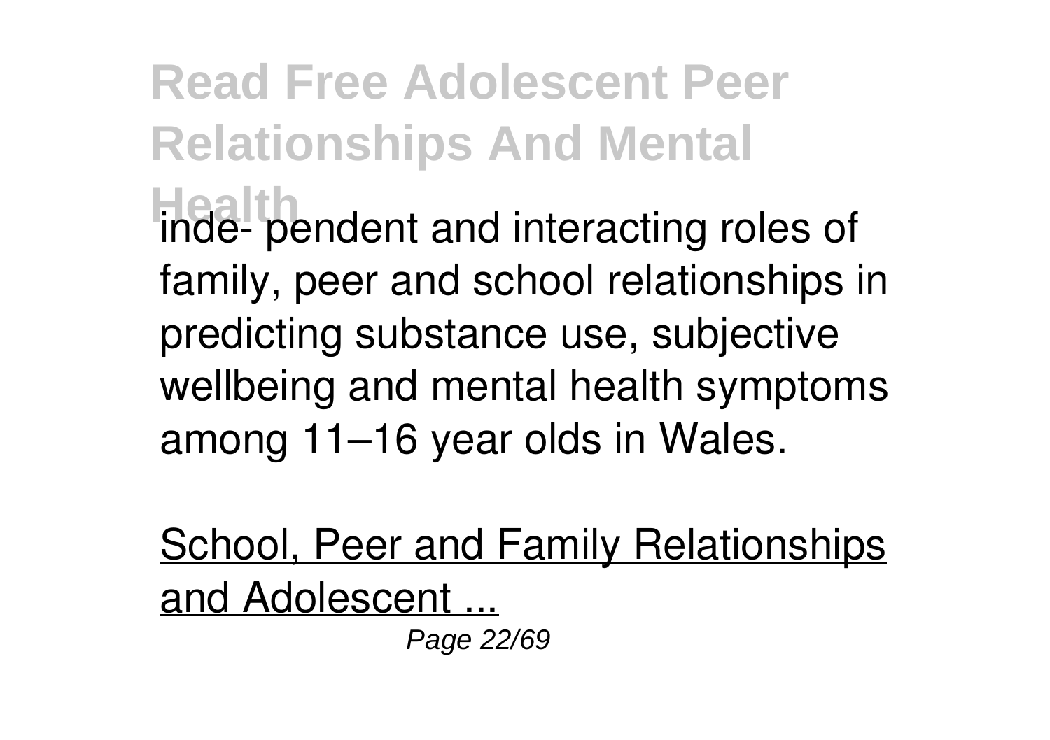inde- pendent and interacting roles of family, peer and school relationships in predicting substance use, subjective wellbeing and mental health symptoms among 11–16 year olds in Wales.

School, Peer and Family Relationships and Adolescent ...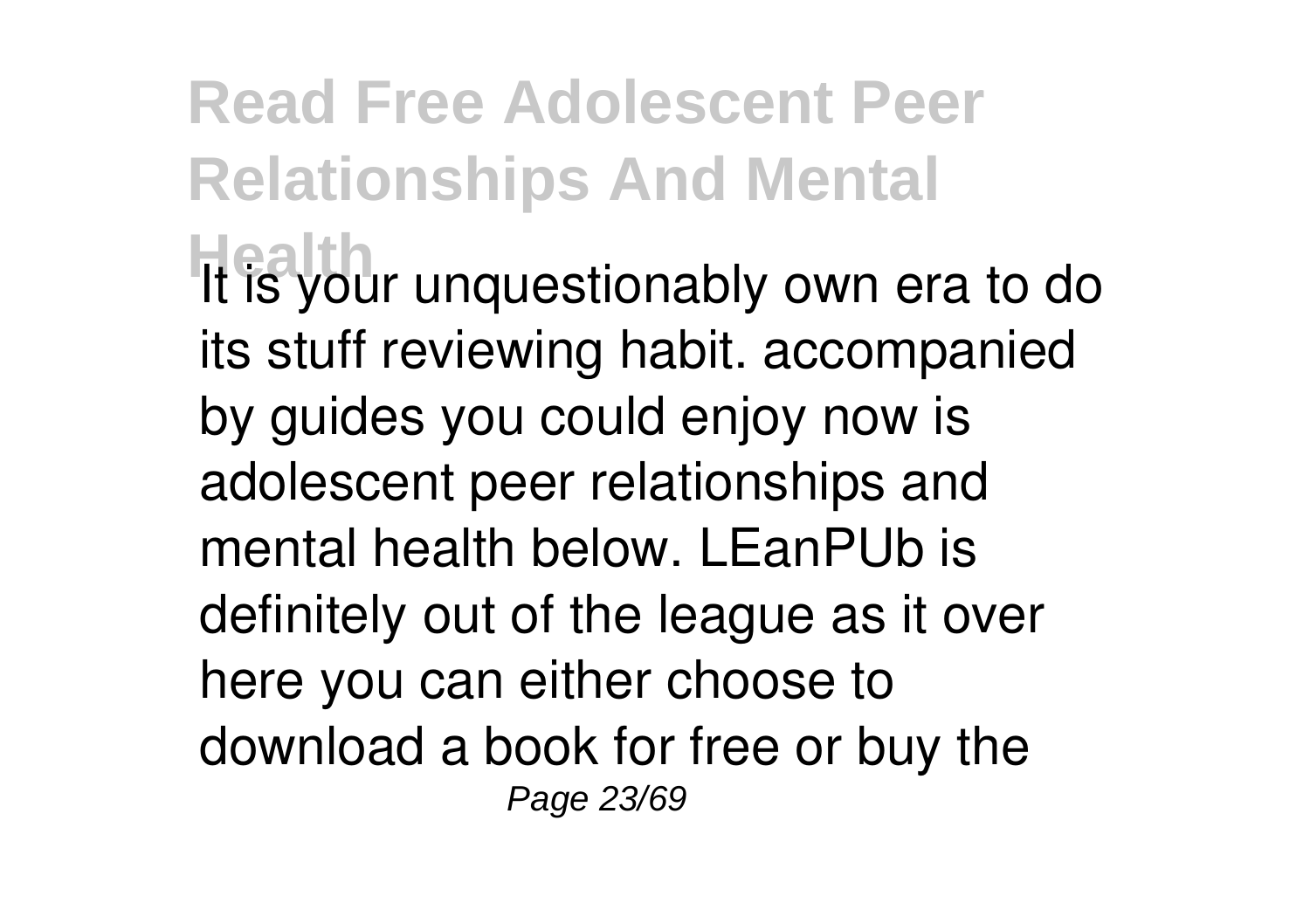It is your unquestionably own era to do its stuff reviewing habit. accompanied by guides you could enjoy now is adolescent peer relationships and mental health below. LEanPUb is definitely out of the league as it over here you can either choose to download a book for free or buy the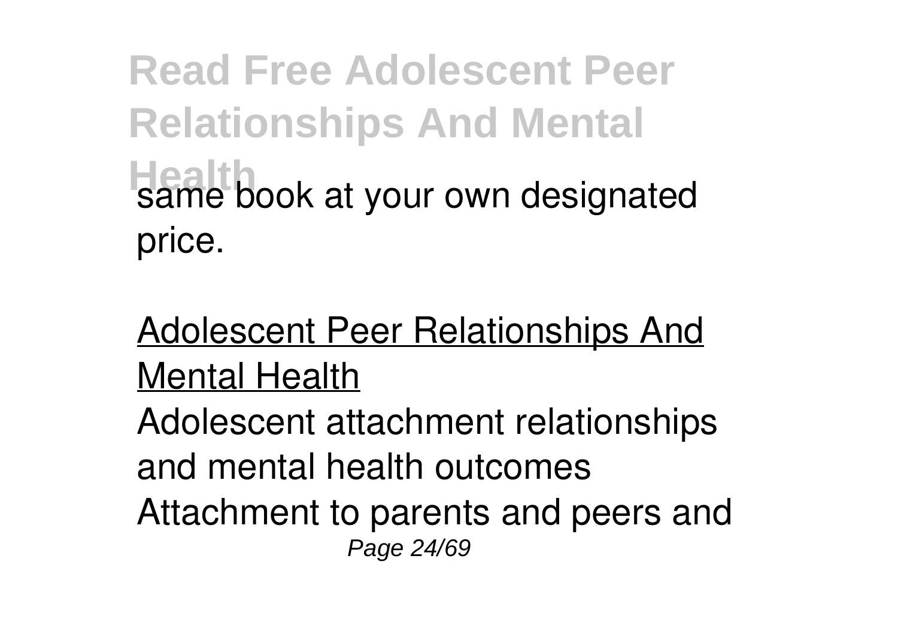same book at your own designated price.

Adolescent Peer Relationships And Mental Health

Adolescent attachment relationships and mental health outcomes Attachment to parents and peers and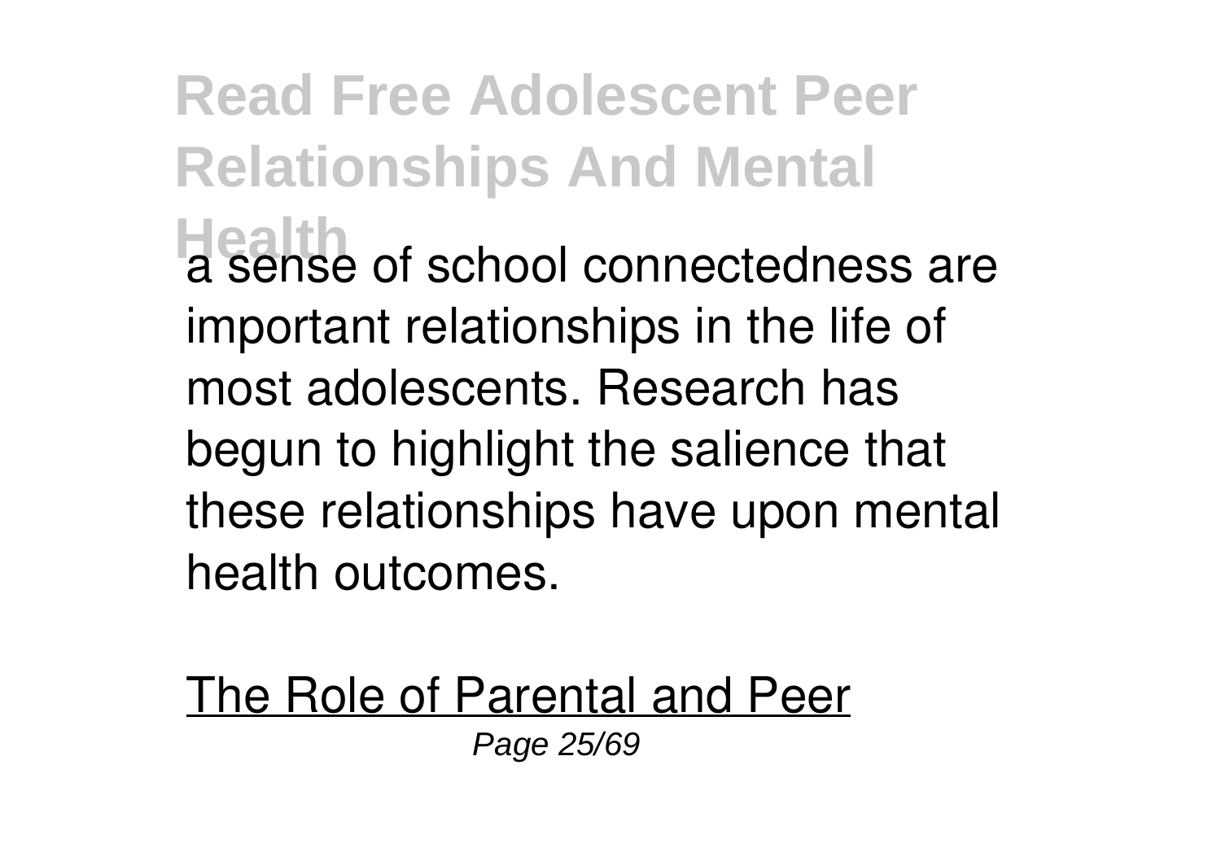a sense of school connectedness are important relationships in the life of most adolescents. Research has begun to highlight the salience that these relationships have upon mental health outcomes.

The Role of Parental and Peer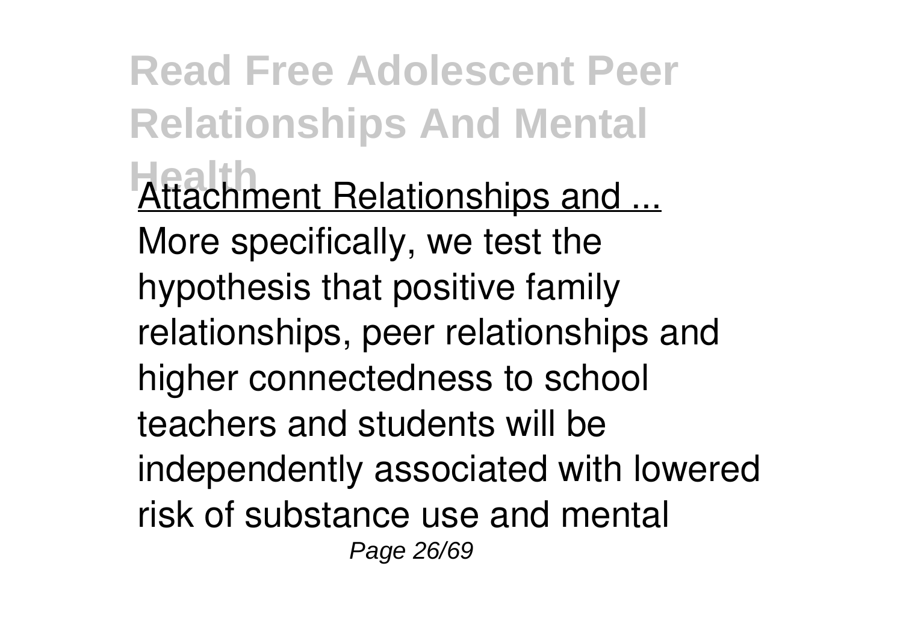Attachment Relationships and ...

More specifically, we test the hypothesis that positive family relationships, peer relationships and higher connectedness to school teachers and students will be independently associated with lowered risk of substance use and mental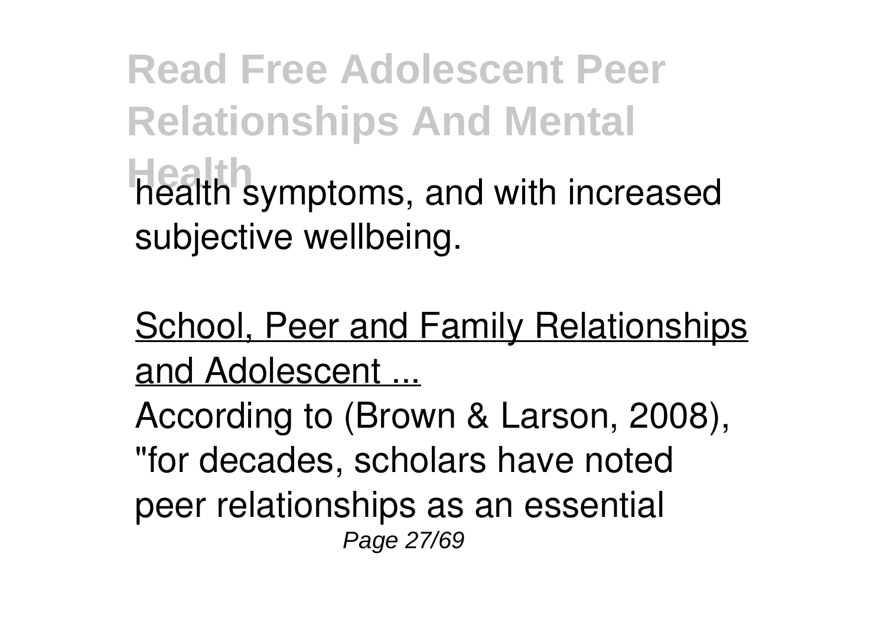health symptoms, and with increased subjective wellbeing.

School, Peer and Family Relationships and Adolescent ...

According to (Brown & Larson, 2008), "for decades, scholars have noted peer relationships as an essential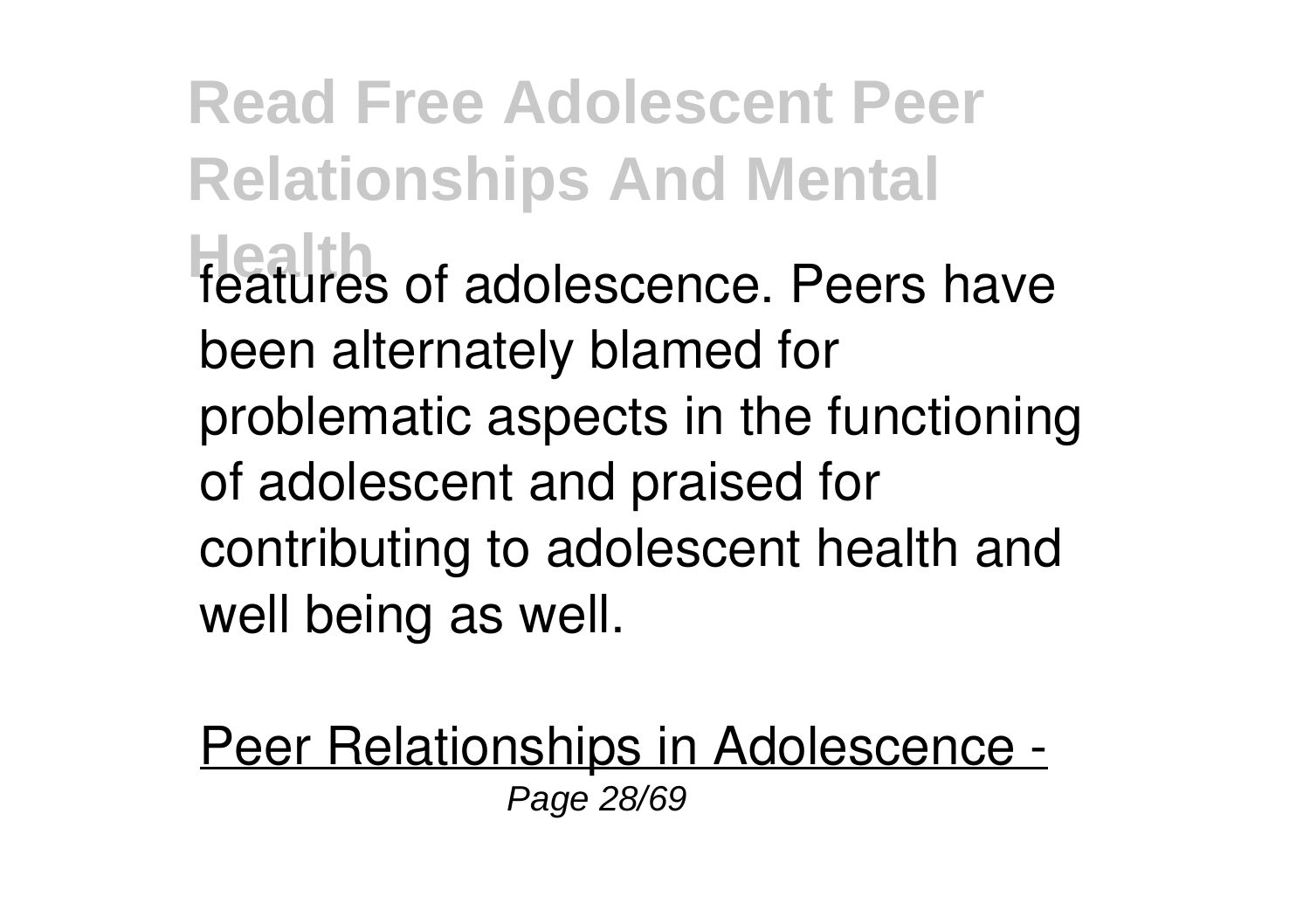features of adolescence. Peers have been alternately blamed for problematic aspects in the functioning of adolescent and praised for contributing to adolescent health and well being as well.

Peer Relationships in Adolescence -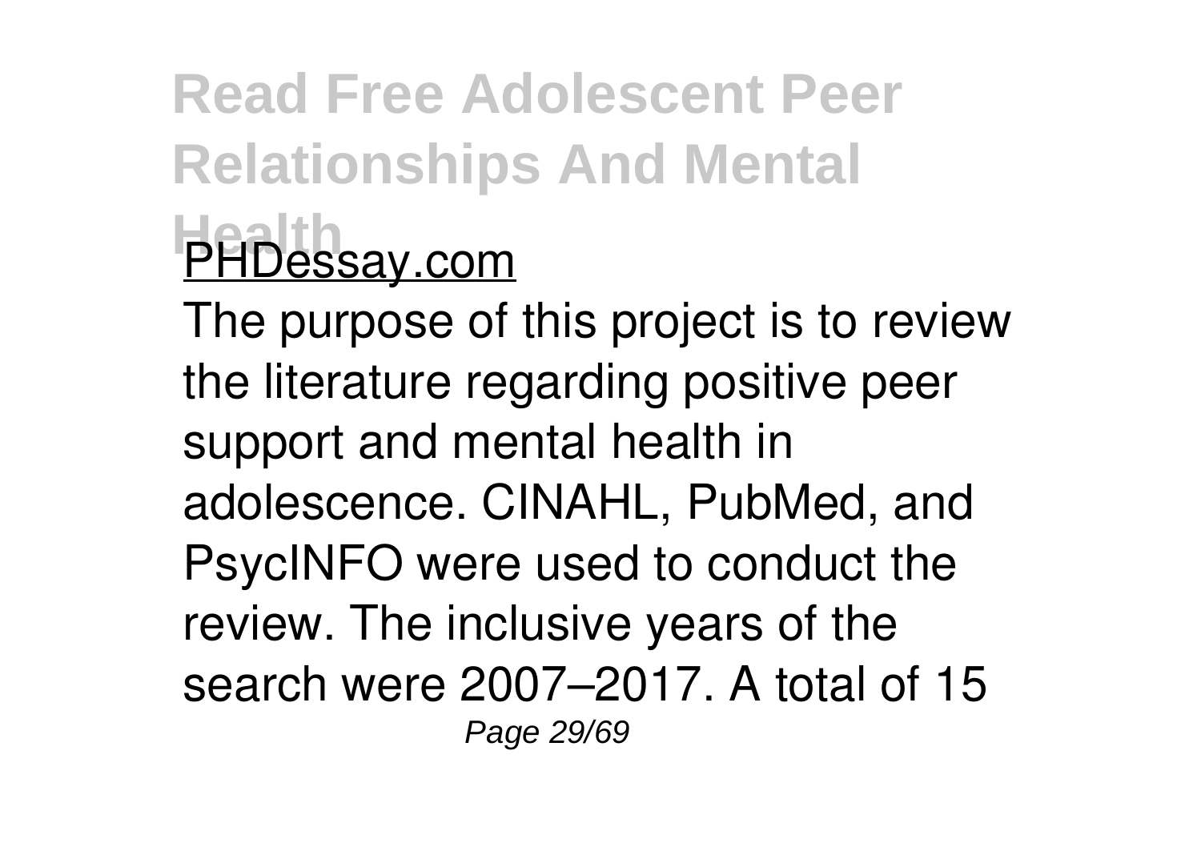PHDessay.com

The purpose of this project is to review the literature regarding positive peer support and mental health in adolescence. CINAHL, PubMed, and PsycINFO were used to conduct the review. The inclusive years of the search were 2007–2017. A total of 15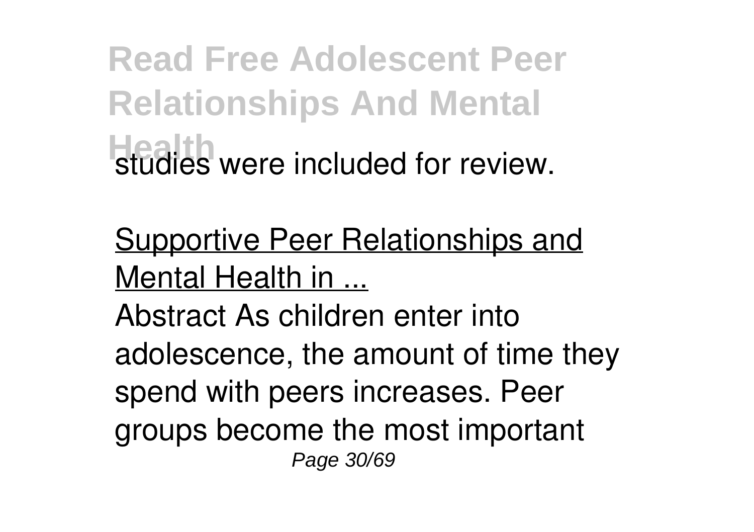studies were included for review.

Supportive Peer Relationships and Mental Health in ...

Abstract As children enter into adolescence, the amount of time they spend with peers increases. Peer groups become the most important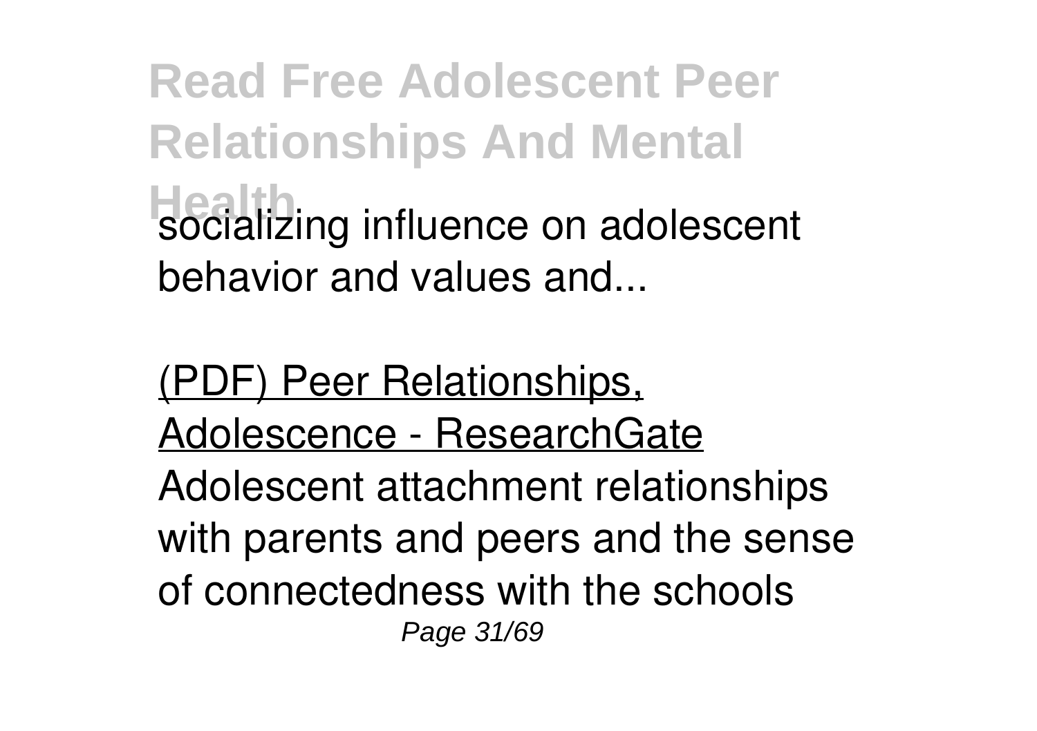socializing influence on adolescent behavior and values and...

(PDF) Peer Relationships, Adolescence - ResearchGate

Adolescent attachment relationships with parents and peers and the sense of connectedness with the schools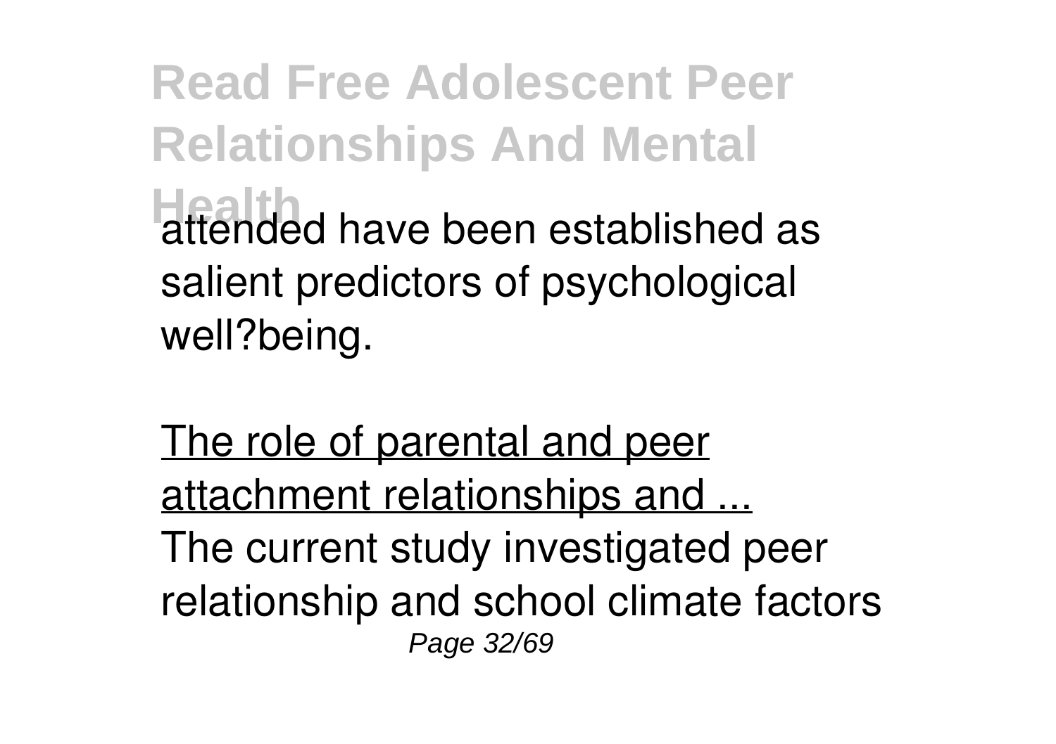attended have been established as salient predictors of psychological well?being.

The role of parental and peer attachment relationships and ...

The current study investigated peer relationship and school climate factors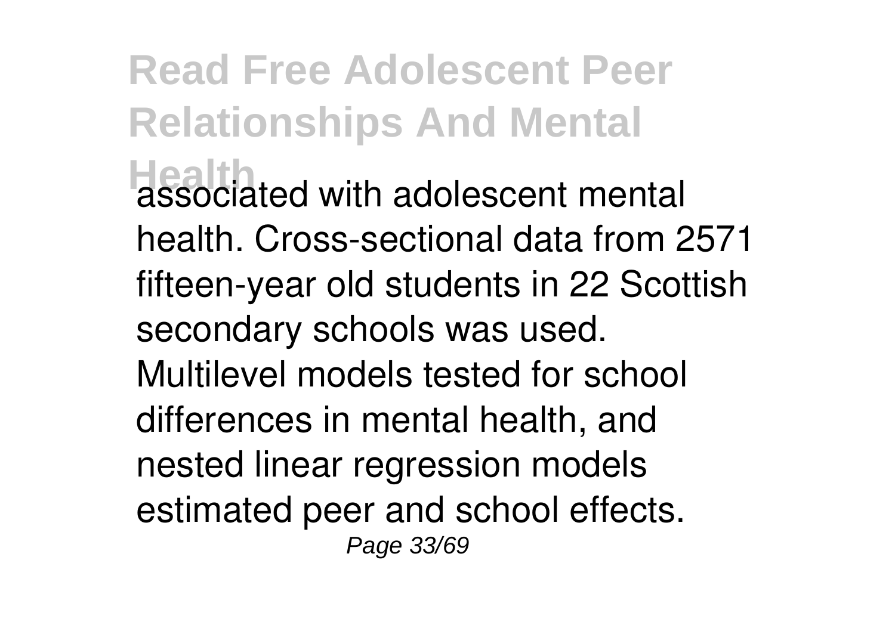associated with adolescent mental health. Cross-sectional data from 2571 fifteen-year old students in 22 Scottish secondary schools was used. Multilevel models tested for school differences in mental health, and nested linear regression models estimated peer and school effects.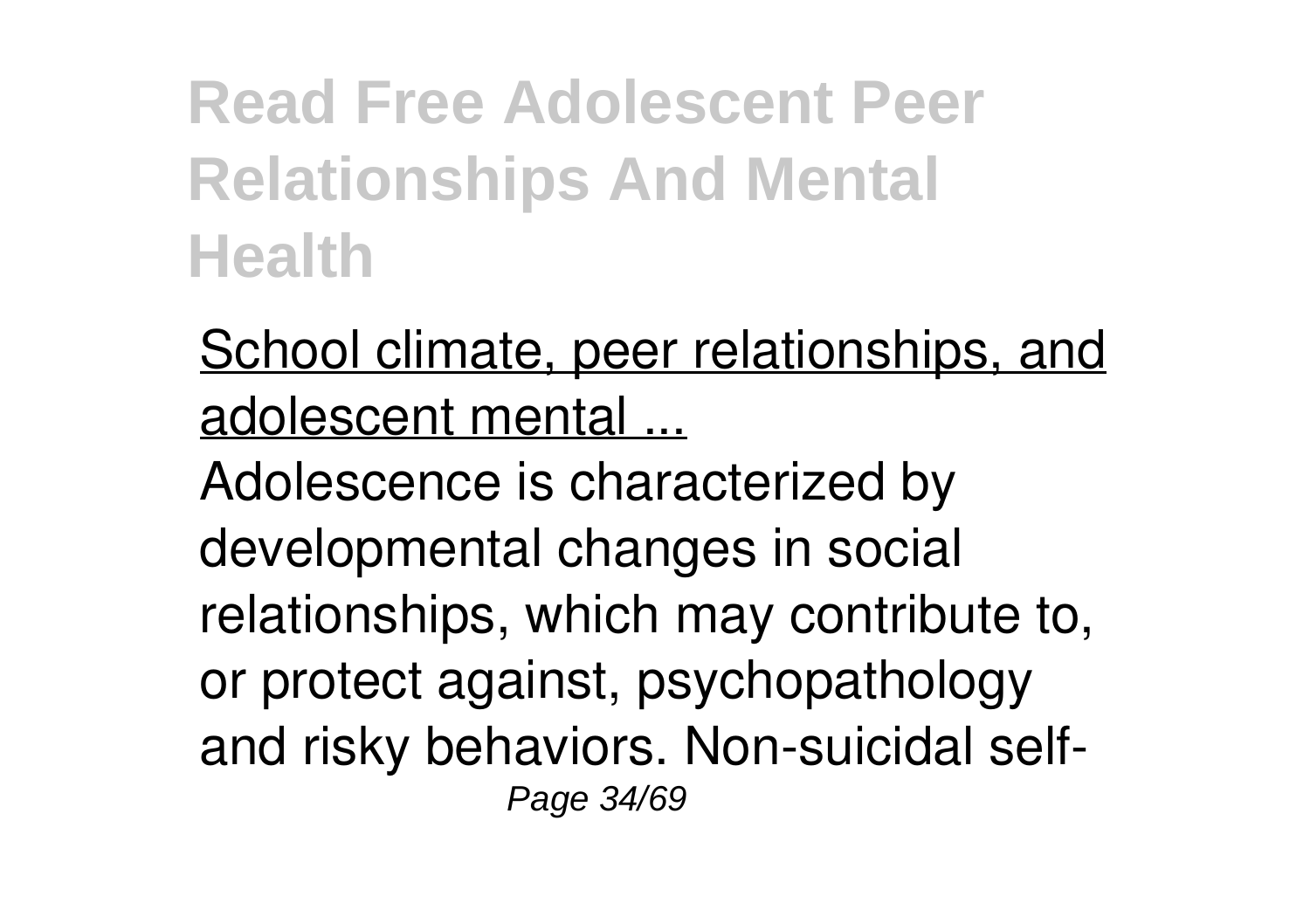**Read Free Adolescent Peer Relationships And Mental Health**

School climate, peer relationships, and adolescent mental ...

Adolescence is characterized by developmental changes in social relationships, which may contribute to, or protect against, psychopathology and risky behaviors. Non-suicidal self-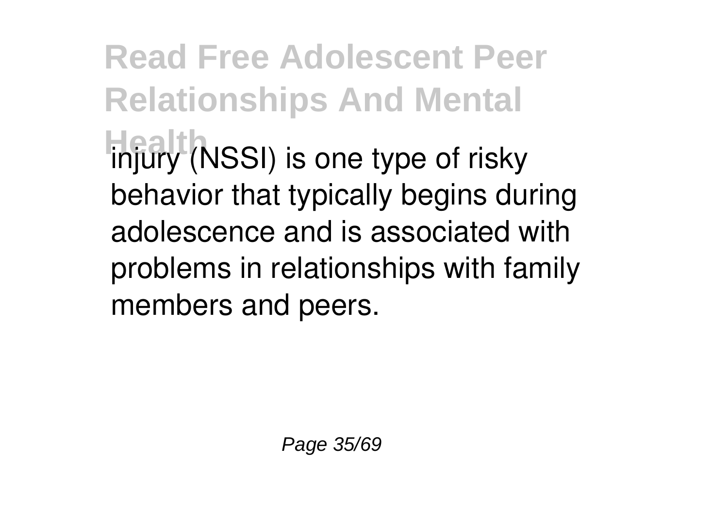injury (NSSI) is one type of risky behavior that typically begins during adolescence and is associated with problems in relationships with family members and peers.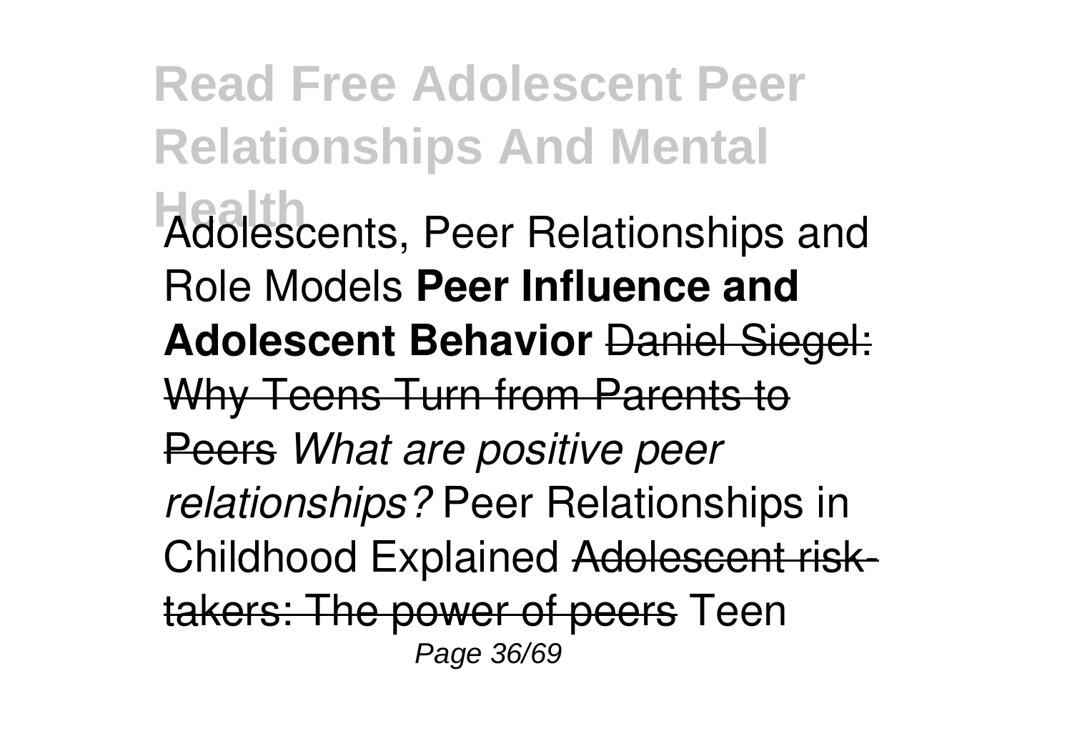Adolescents, Peer Relationships and Role Models **Peer Influence and Adolescent Behavior** ~~Daniel Siegel: Why Teens Turn from Parents to Peers~~ *What are positive peer relationships?* Peer Relationships in Childhood Explained ~~Adolescent risk-takers: The power of peers~~ Teen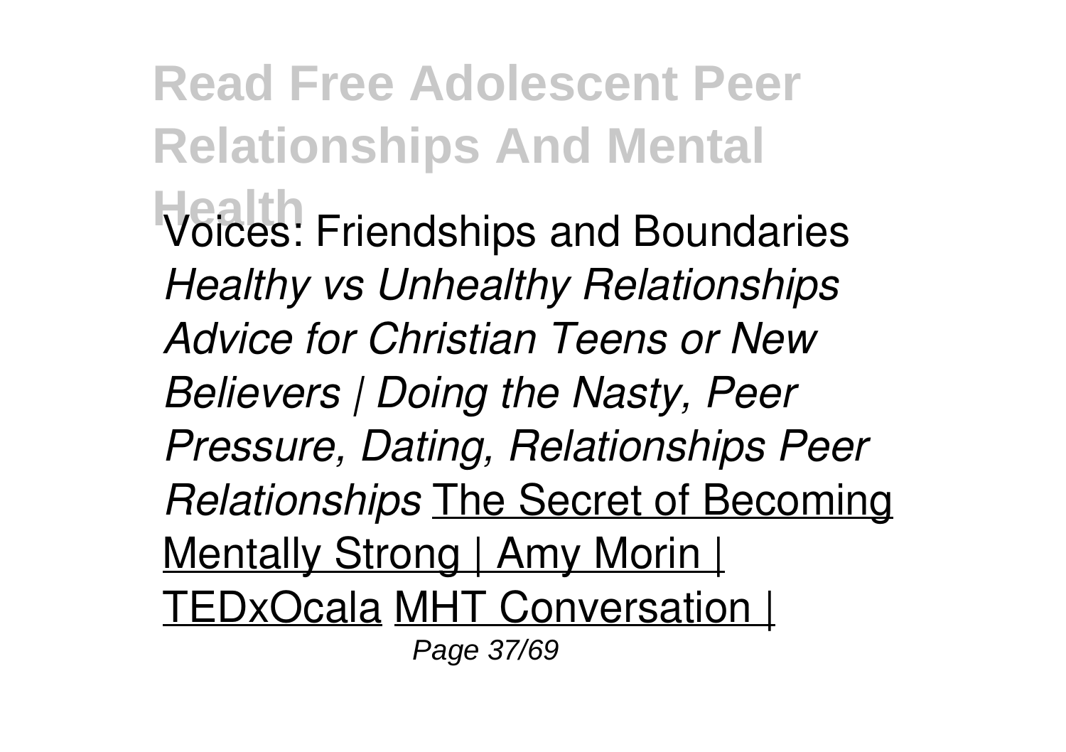Voices: Friendships and Boundaries *Healthy vs Unhealthy Relationships Advice for Christian Teens or New Believers | Doing the Nasty, Peer Pressure, Dating, Relationships Peer Relationships* The Secret of Becoming Mentally Strong | Amy Morin | TEDxOcala MHT Conversation |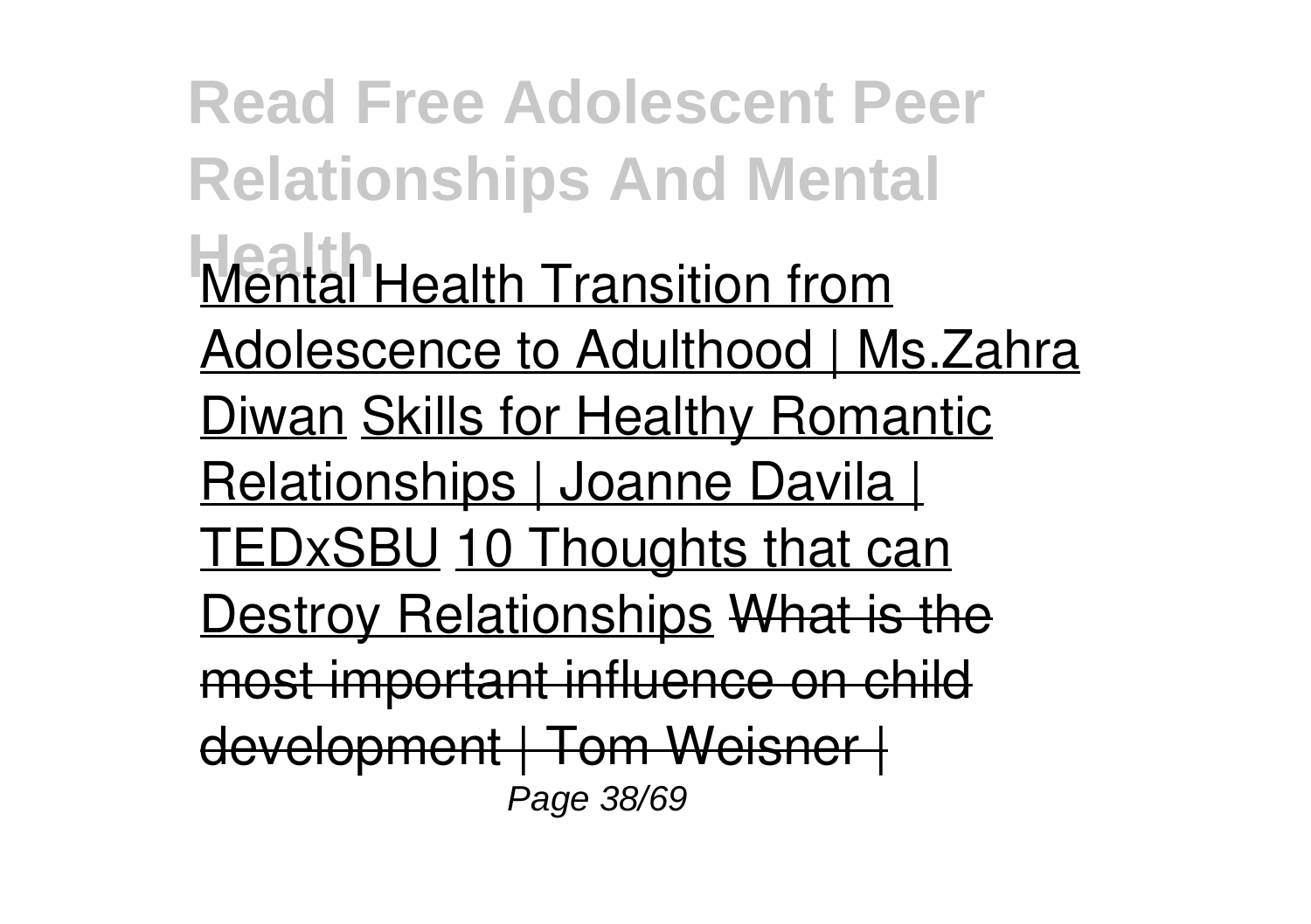Mental Health Transition from Adolescence to Adulthood | Ms.Zahra Diwan Skills for Healthy Romantic Relationships | Joanne Davila | TEDxSBU 10 Thoughts that can Destroy Relationships ~~What is the most important influence on child development | Tom Weisner |~~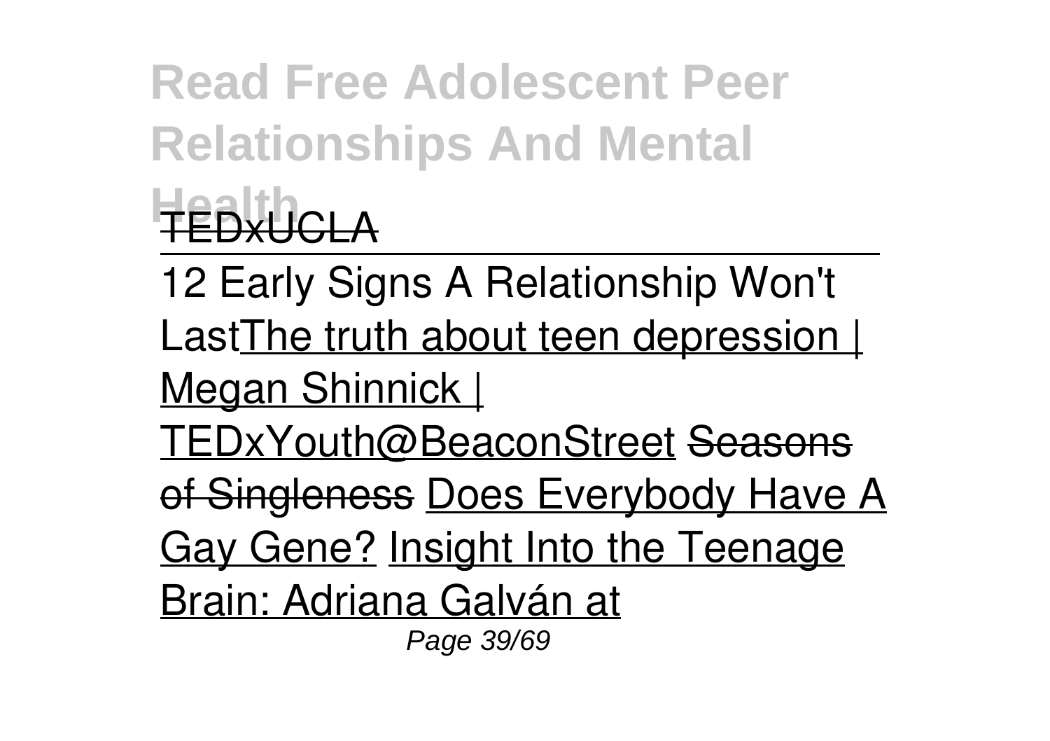TEDxUCLA

12 Early Signs A Relationship Won't LastThe truth about teen depression | Megan Shinnick | TEDxYouth@BeaconStreet Seasons of Singleness Does Everybody Have A Gay Gene? Insight Into the Teenage Brain: Adriana Galván at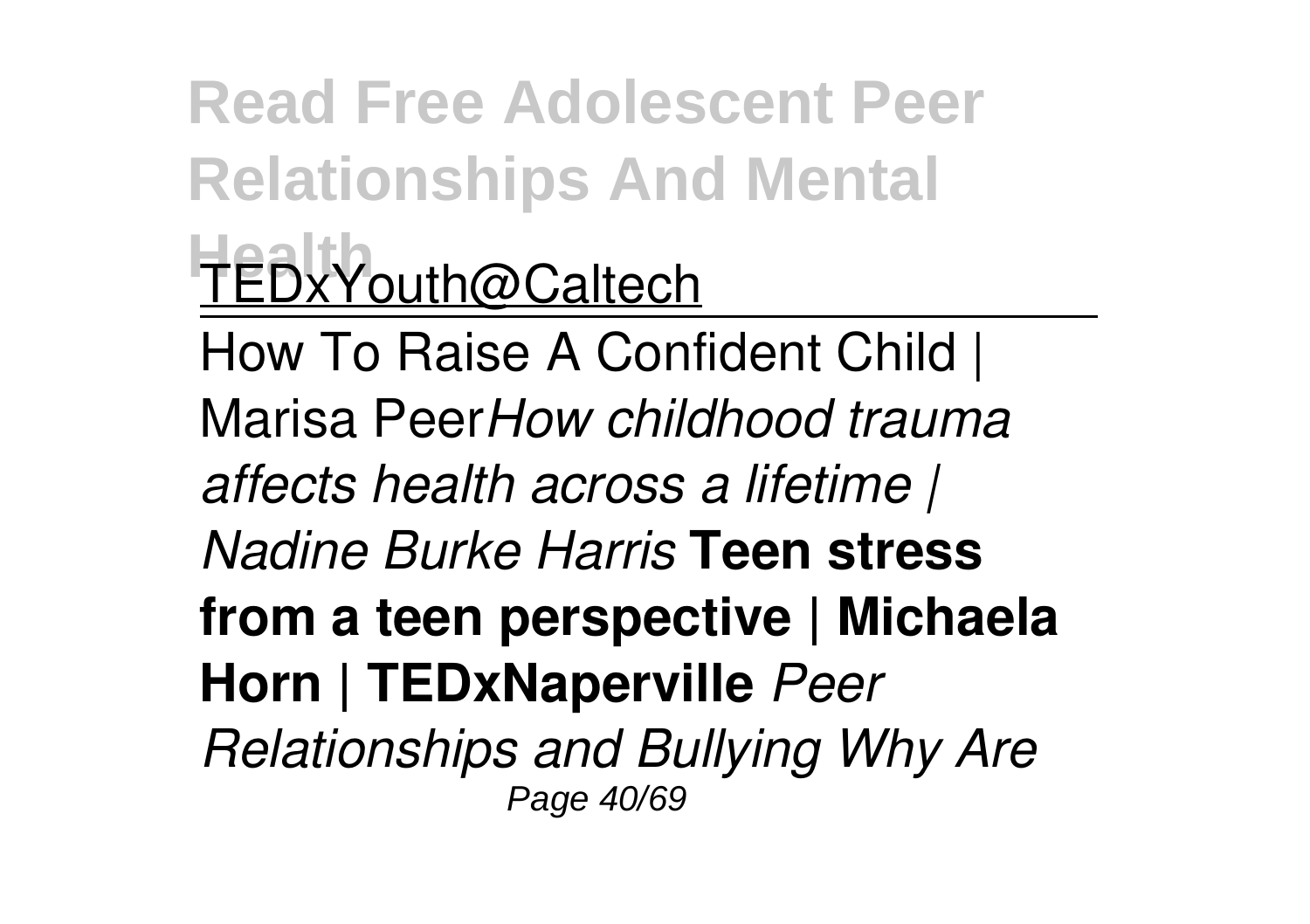TEDxYouth@Caltech

How To Raise A Confident Child | Marisa Peer*How childhood trauma affects health across a lifetime | Nadine Burke Harris* **Teen stress from a teen perspective | Michaela Horn | TEDxNaperville** *Peer Relationships and Bullying Why Are*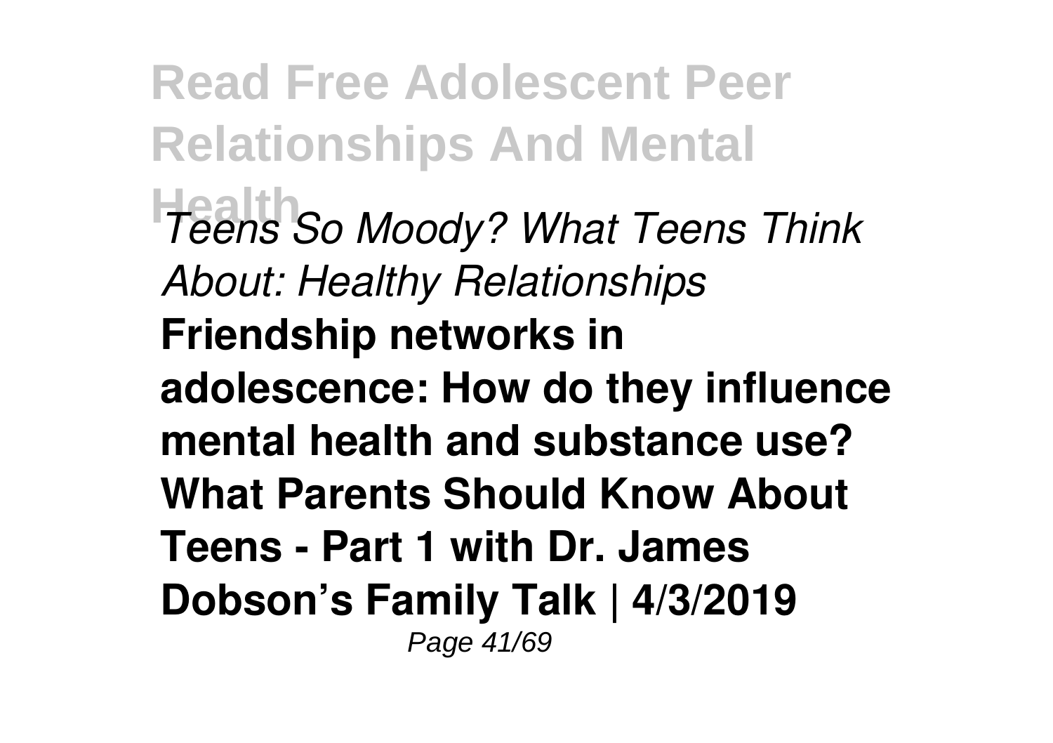*Teens So Moody? What Teens Think About: Healthy Relationships*

**Friendship networks in adolescence: How do they influence mental health and substance use? What Parents Should Know About Teens - Part 1 with Dr. James Dobson's Family Talk | 4/3/2019**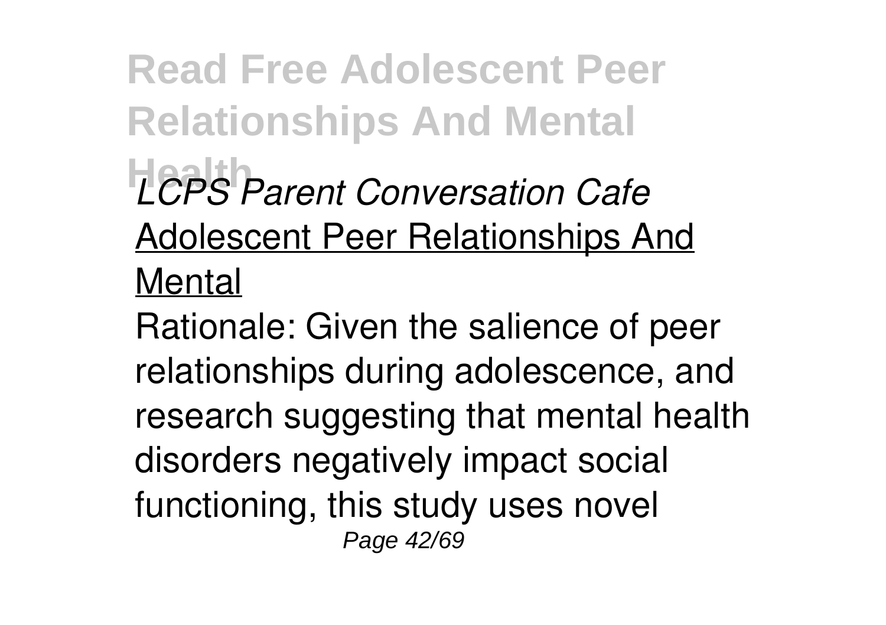*LCPS Parent Conversation Cafe*

Adolescent Peer Relationships And Mental

Rationale: Given the salience of peer relationships during adolescence, and research suggesting that mental health disorders negatively impact social functioning, this study uses novel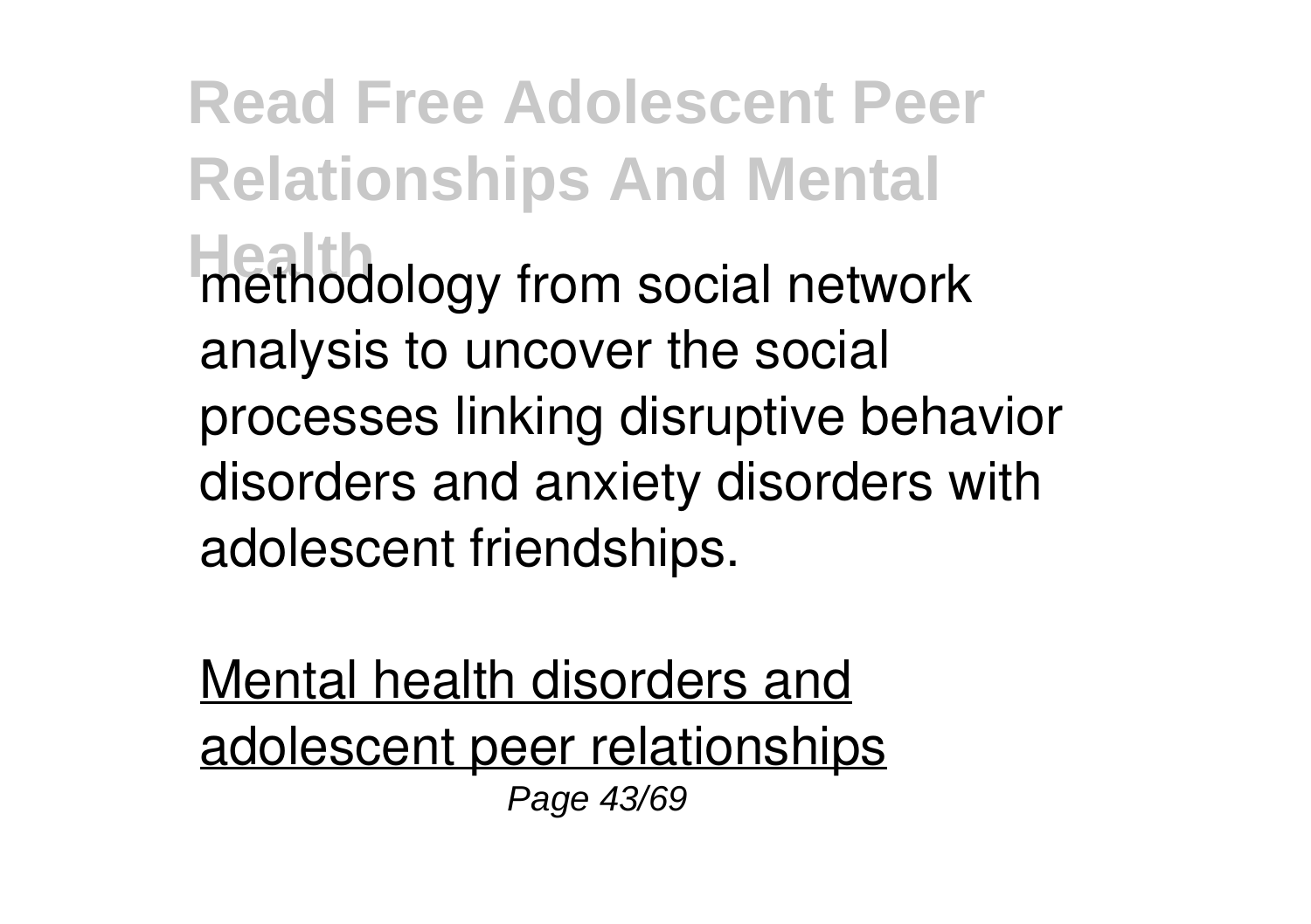methodology from social network analysis to uncover the social processes linking disruptive behavior disorders and anxiety disorders with adolescent friendships.

Mental health disorders and adolescent peer relationships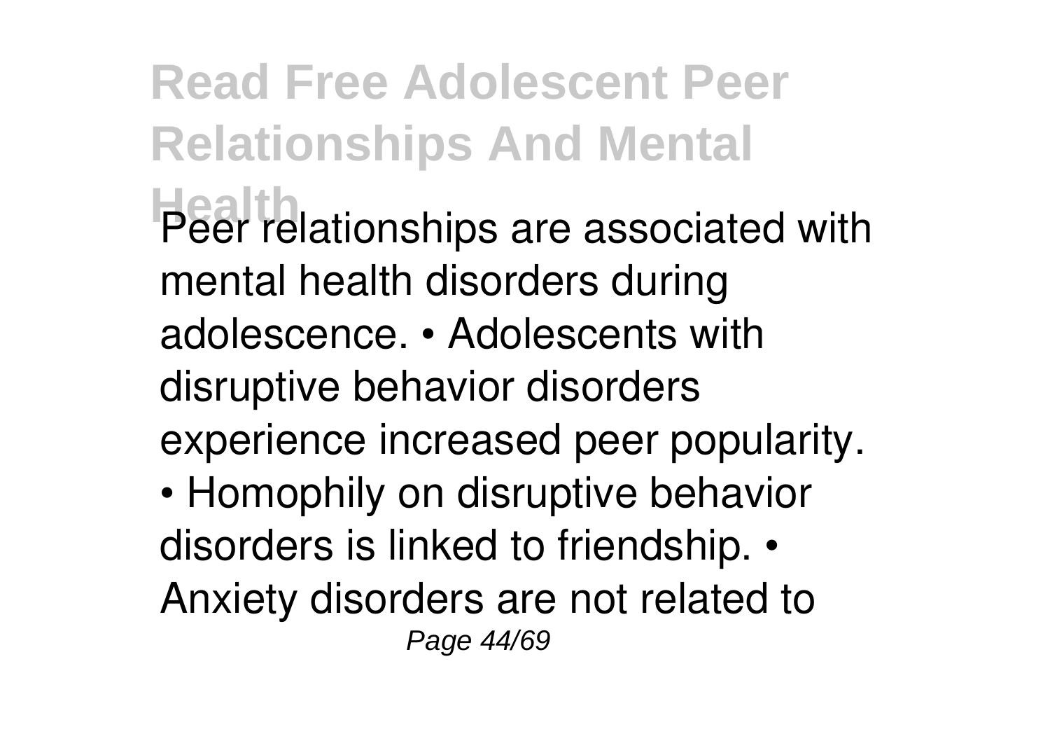Peer relationships are associated with mental health disorders during adolescence. • Adolescents with disruptive behavior disorders experience increased peer popularity. • Homophily on disruptive behavior disorders is linked to friendship. • Anxiety disorders are not related to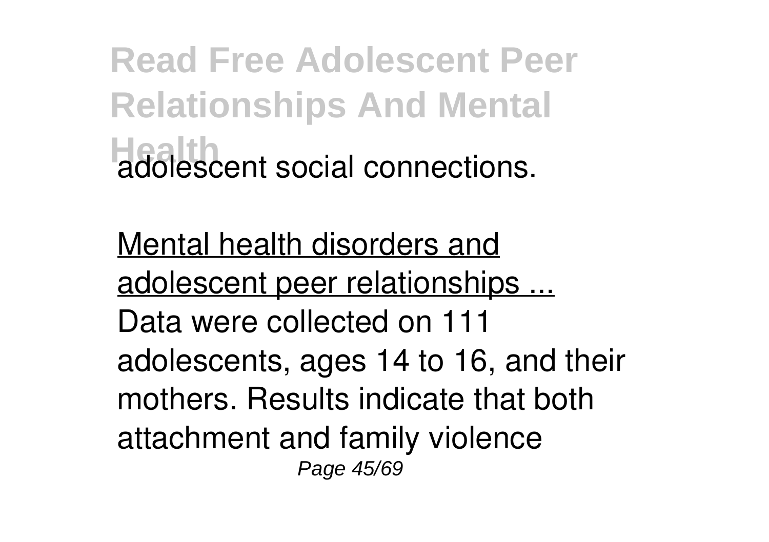adolescent social connections.

Mental health disorders and adolescent peer relationships ...

Data were collected on 111 adolescents, ages 14 to 16, and their mothers. Results indicate that both attachment and family violence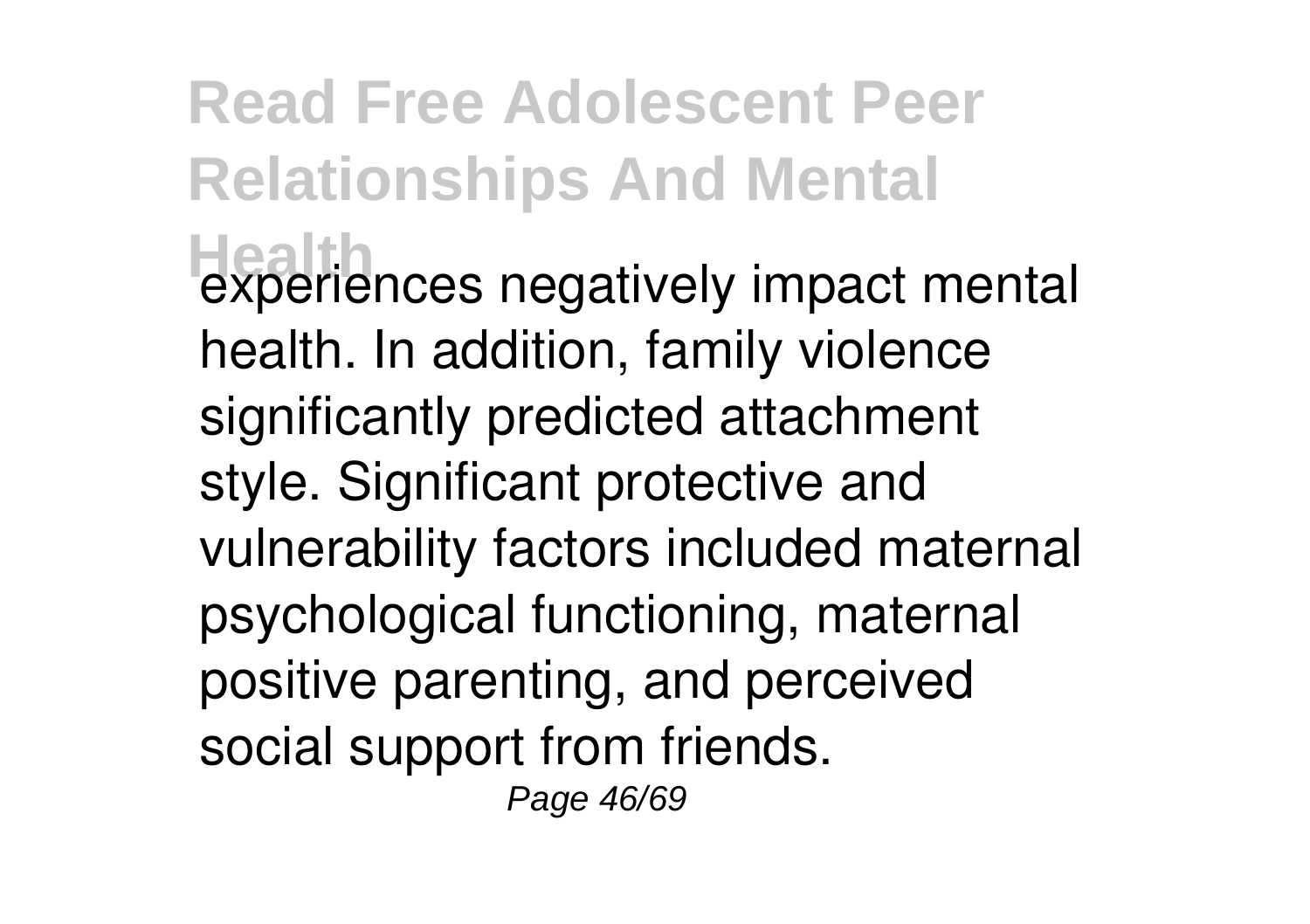experiences negatively impact mental health. In addition, family violence significantly predicted attachment style. Significant protective and vulnerability factors included maternal psychological functioning, maternal positive parenting, and perceived social support from friends.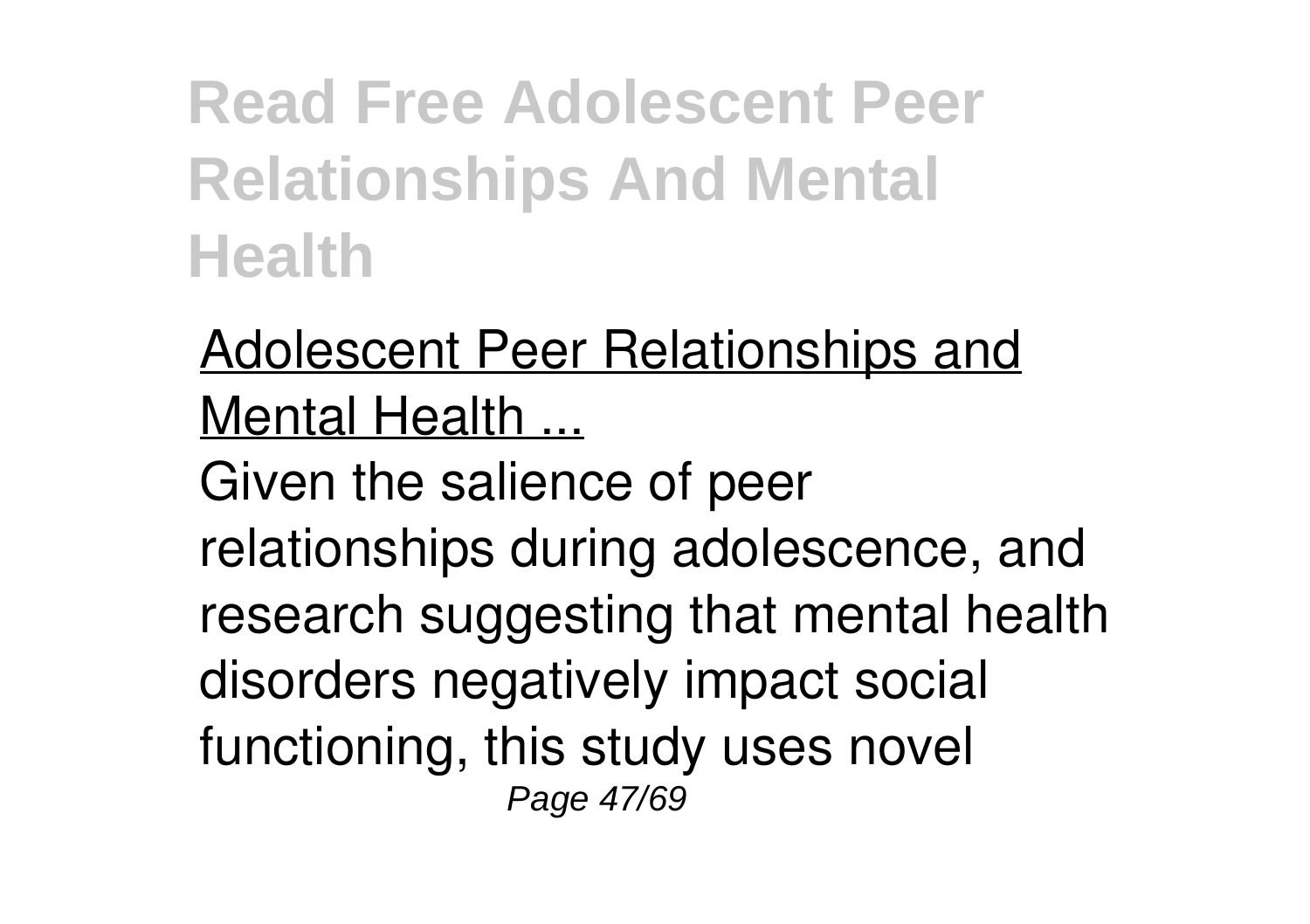Adolescent Peer Relationships and Mental Health ...

Given the salience of peer relationships during adolescence, and research suggesting that mental health disorders negatively impact social functioning, this study uses novel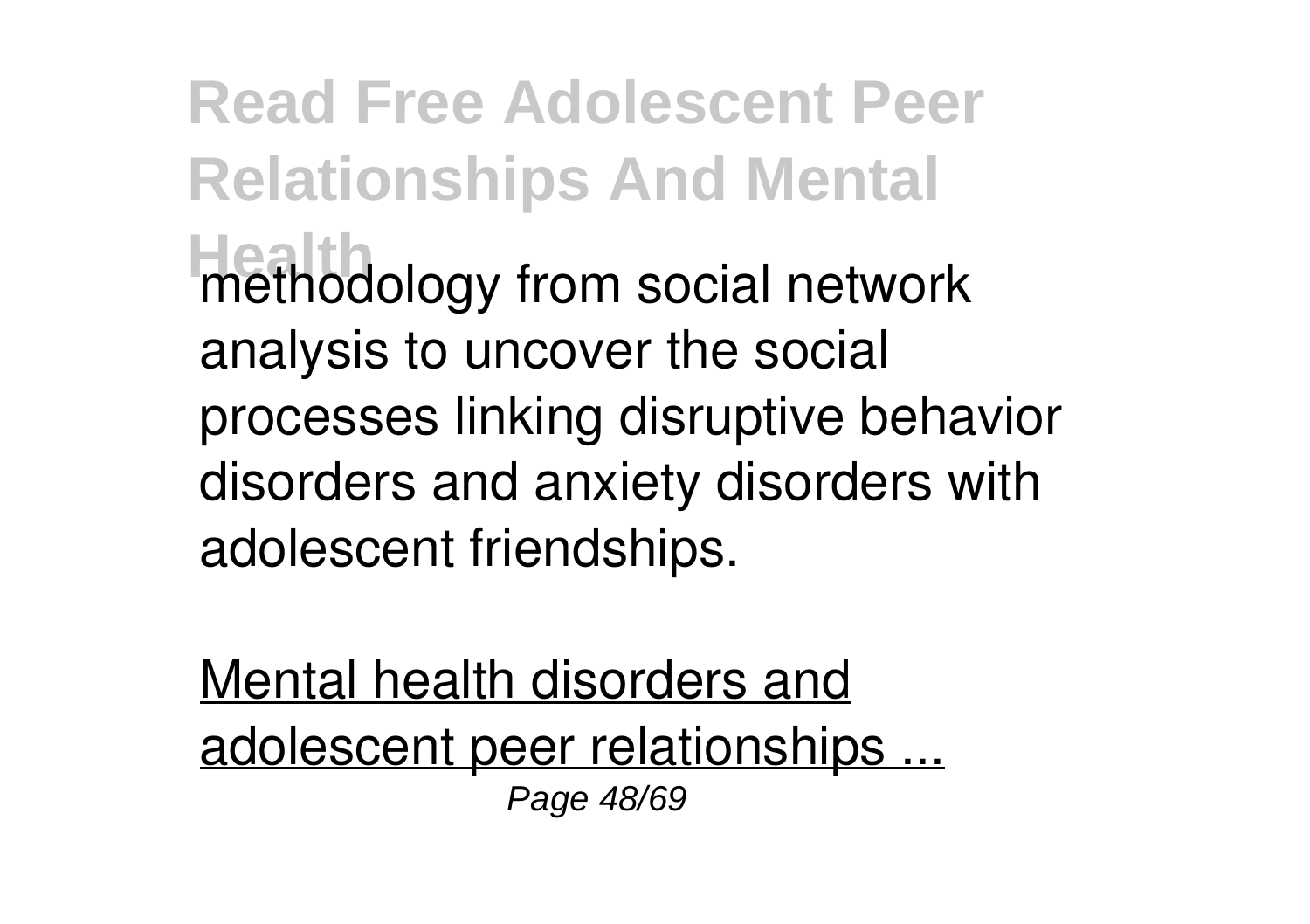methodology from social network analysis to uncover the social processes linking disruptive behavior disorders and anxiety disorders with adolescent friendships.

Mental health disorders and adolescent peer relationships ...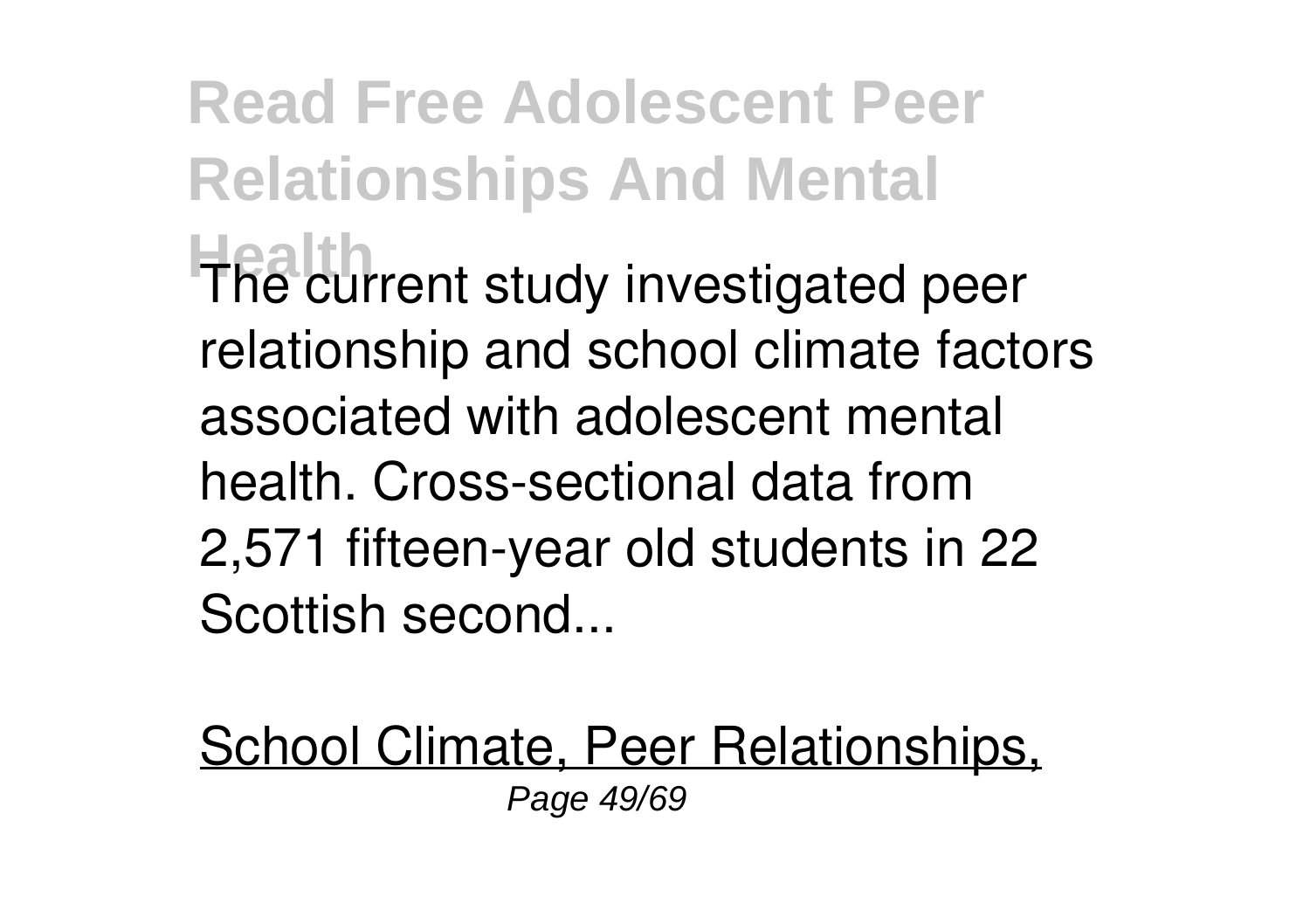The current study investigated peer relationship and school climate factors associated with adolescent mental health. Cross-sectional data from 2,571 fifteen-year old students in 22 Scottish second...

School Climate, Peer Relationships,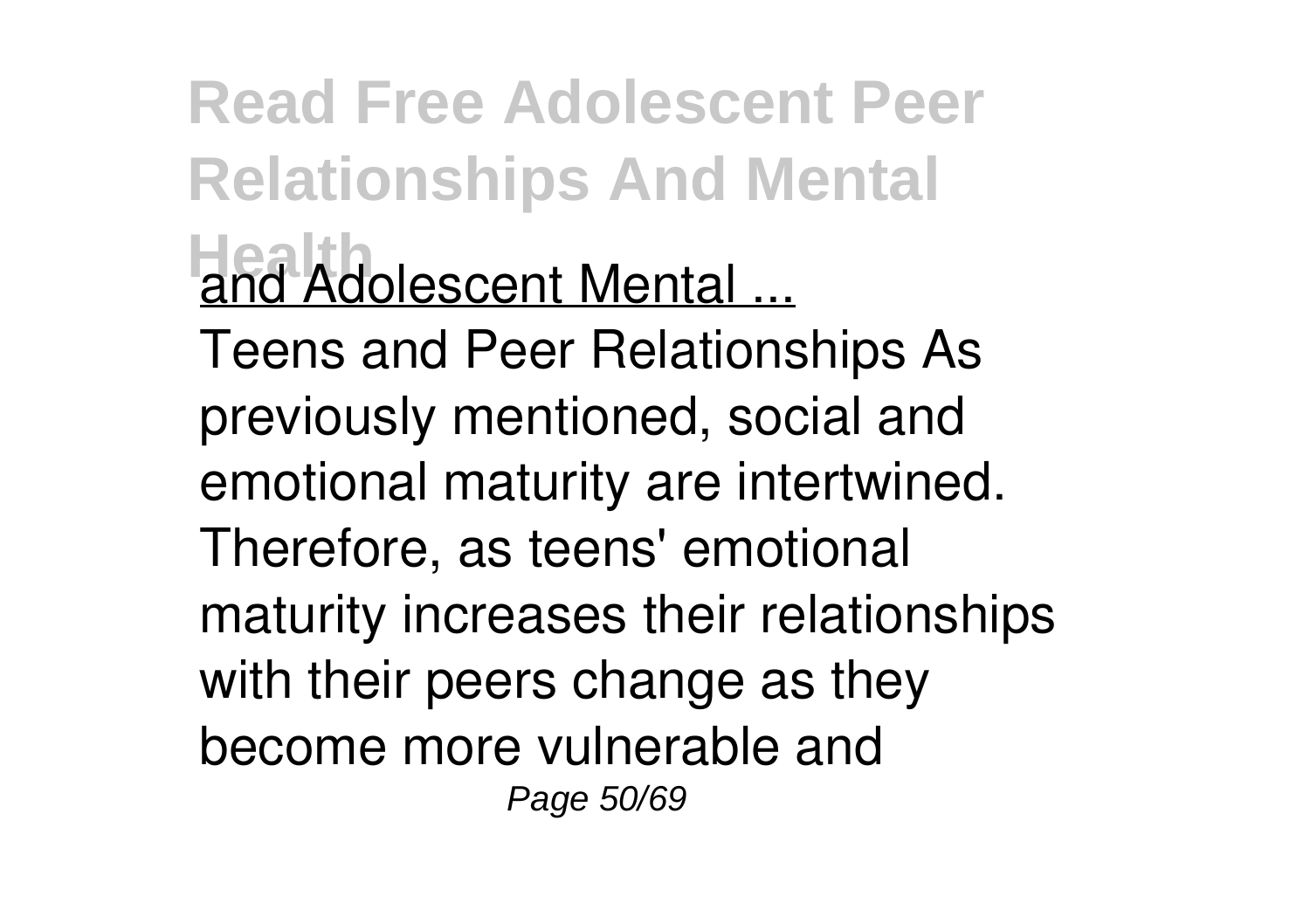and Adolescent Mental ...

Teens and Peer Relationships As previously mentioned, social and emotional maturity are intertwined. Therefore, as teens' emotional maturity increases their relationships with their peers change as they become more vulnerable and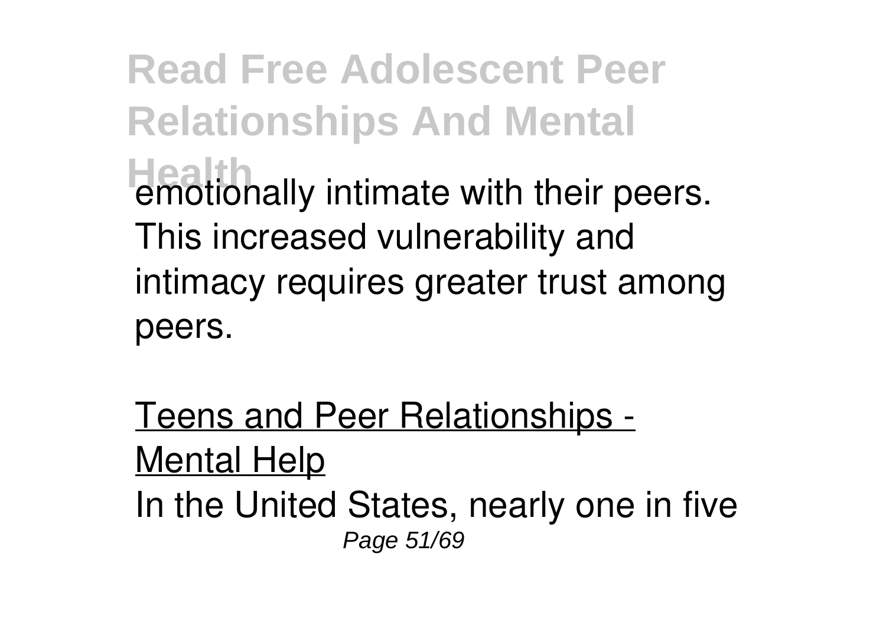emotionally intimate with their peers. This increased vulnerability and intimacy requires greater trust among peers.

Teens and Peer Relationships - Mental Help

In the United States, nearly one in five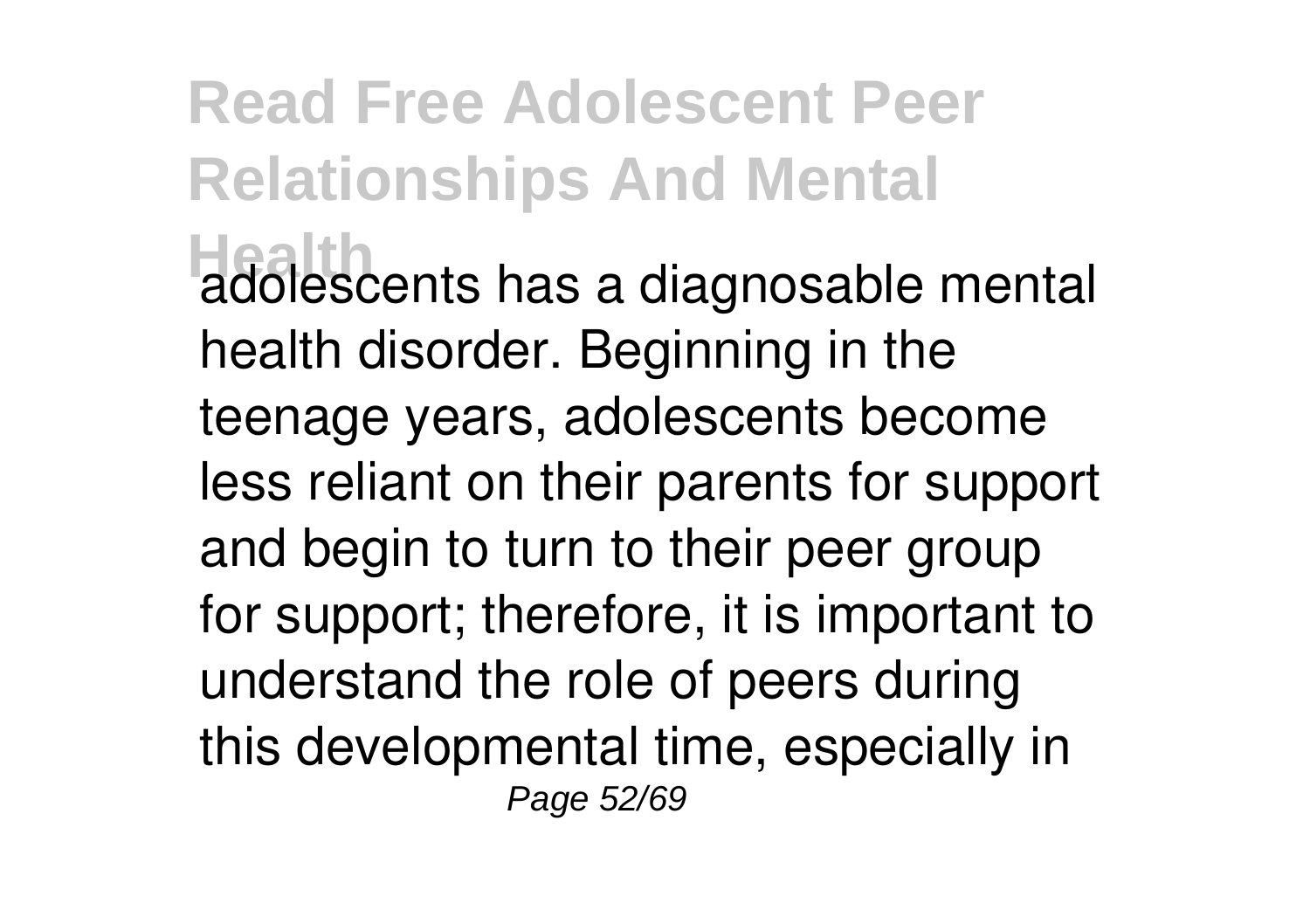adolescents has a diagnosable mental health disorder. Beginning in the teenage years, adolescents become less reliant on their parents for support and begin to turn to their peer group for support; therefore, it is important to understand the role of peers during this developmental time, especially in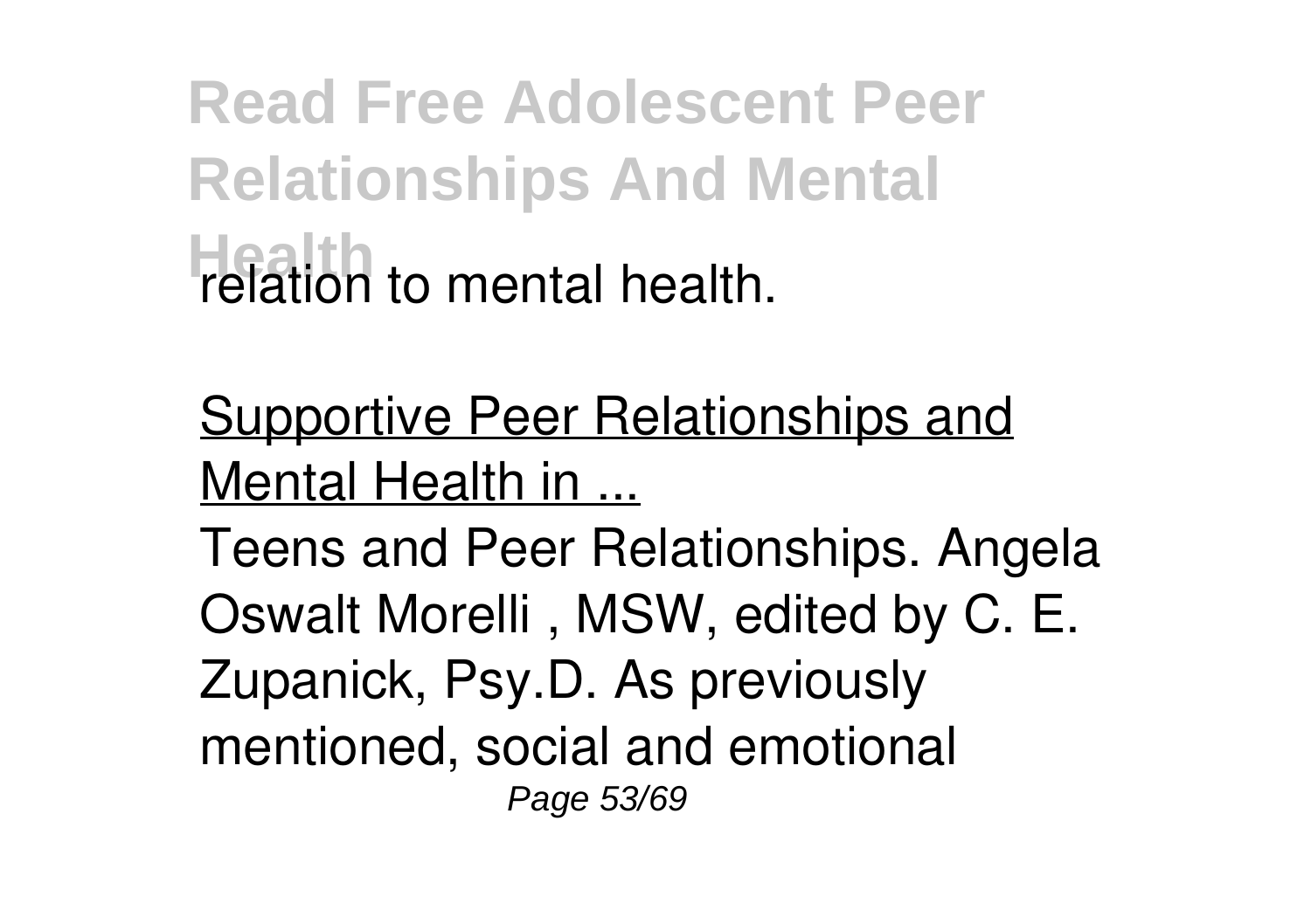relation to mental health.

Supportive Peer Relationships and Mental Health in ...

Teens and Peer Relationships. Angela Oswalt Morelli , MSW, edited by C. E. Zupanick, Psy.D. As previously mentioned, social and emotional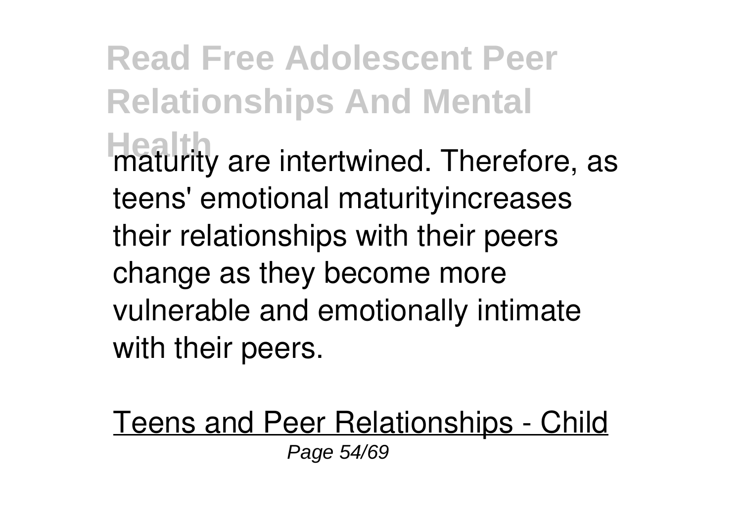maturity are intertwined. Therefore, as teens' emotional maturityincreases their relationships with their peers change as they become more vulnerable and emotionally intimate with their peers.

Teens and Peer Relationships - Child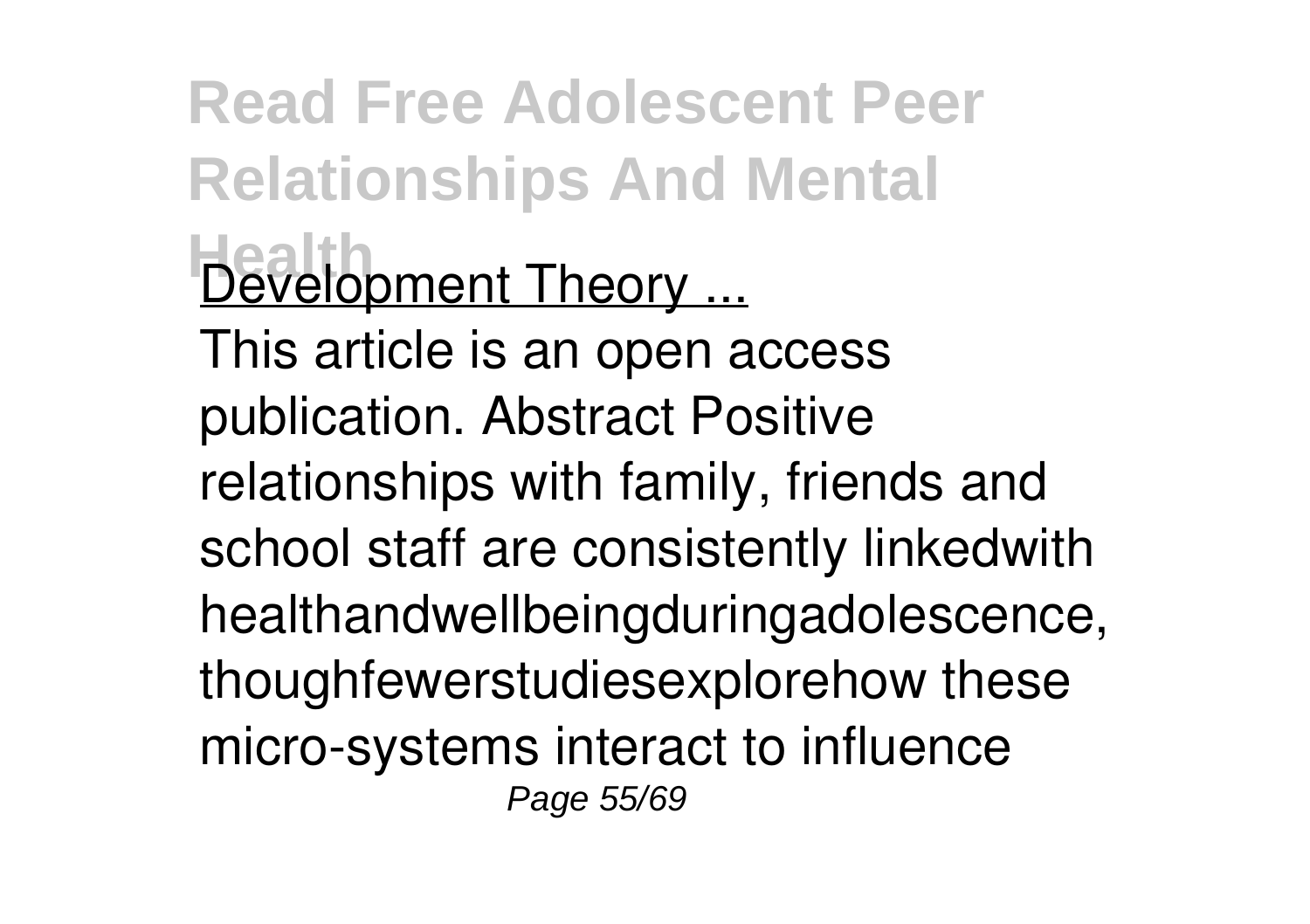Development Theory ...

This article is an open access publication. Abstract Positive relationships with family, friends and school staff are consistently linkedwith healthandwellbeingduringadolescence, thoughfewerstudiesexplorehow these micro-systems interact to influence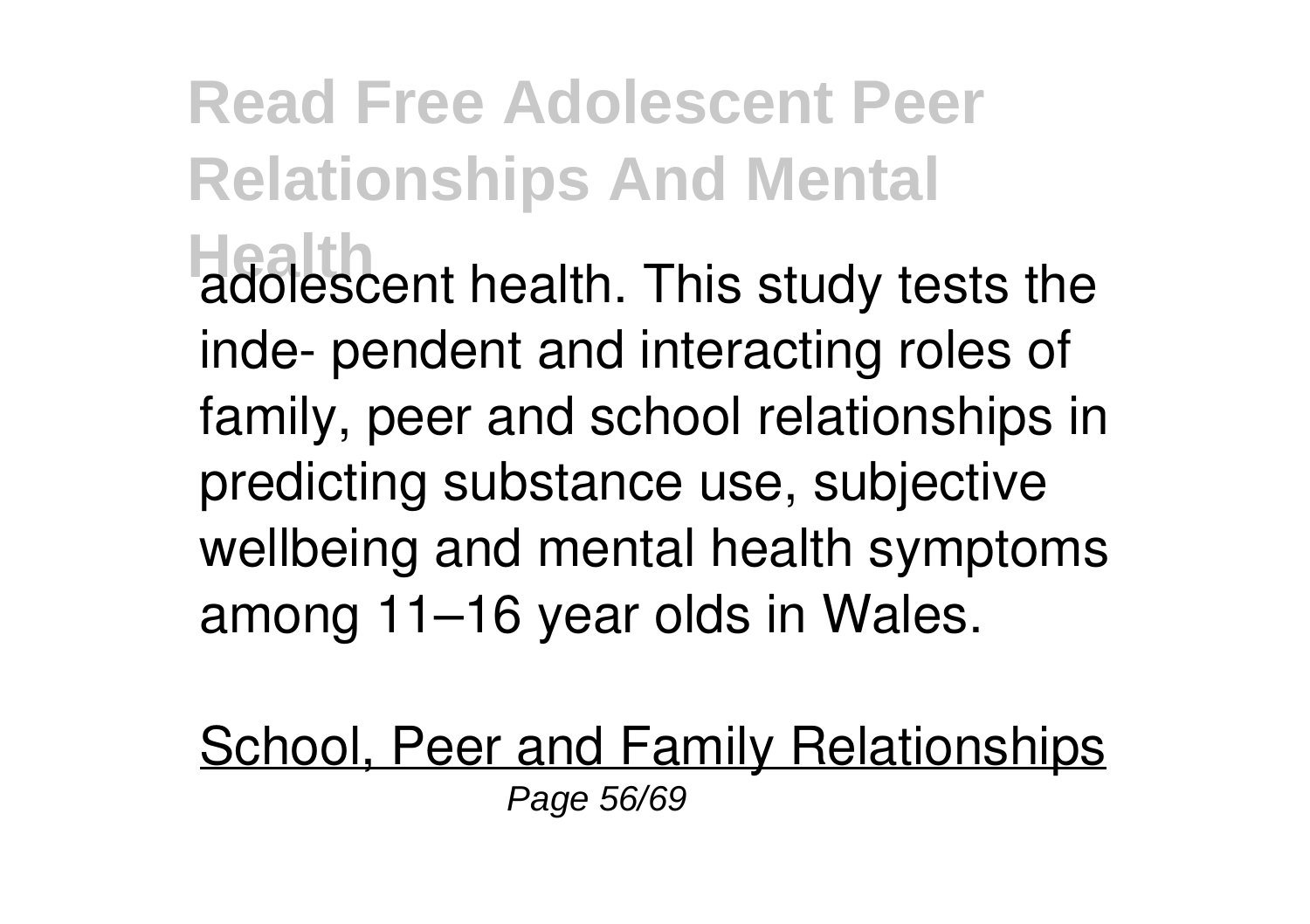adolescent health. This study tests the inde- pendent and interacting roles of family, peer and school relationships in predicting substance use, subjective wellbeing and mental health symptoms among 11–16 year olds in Wales.

School, Peer and Family Relationships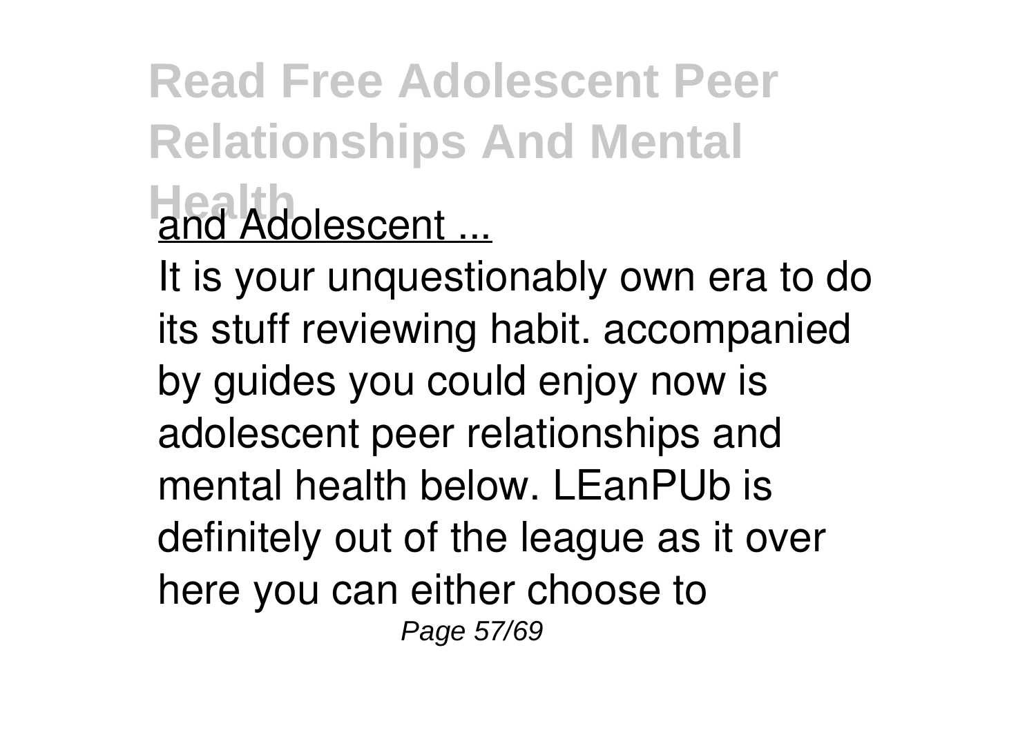and Adolescent ...

It is your unquestionably own era to do its stuff reviewing habit. accompanied by guides you could enjoy now is adolescent peer relationships and mental health below. LEanPUb is definitely out of the league as it over here you can either choose to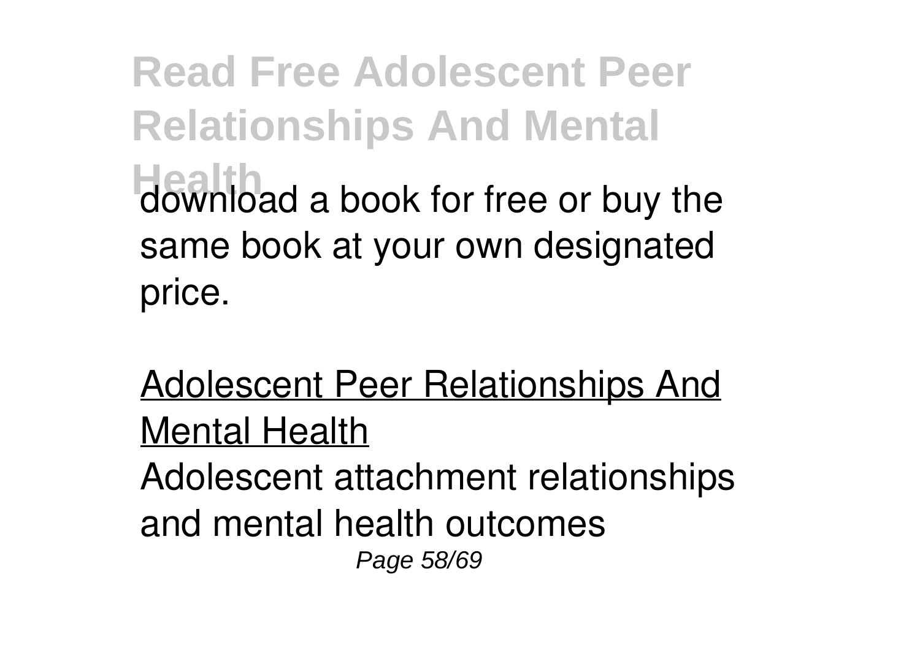download a book for free or buy the same book at your own designated price.

Adolescent Peer Relationships And Mental Health

Adolescent attachment relationships and mental health outcomes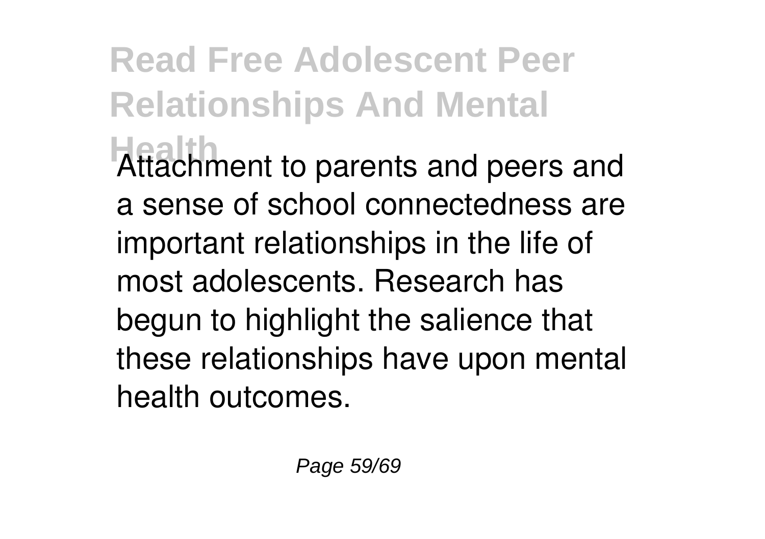Attachment to parents and peers and a sense of school connectedness are important relationships in the life of most adolescents. Research has begun to highlight the salience that these relationships have upon mental health outcomes.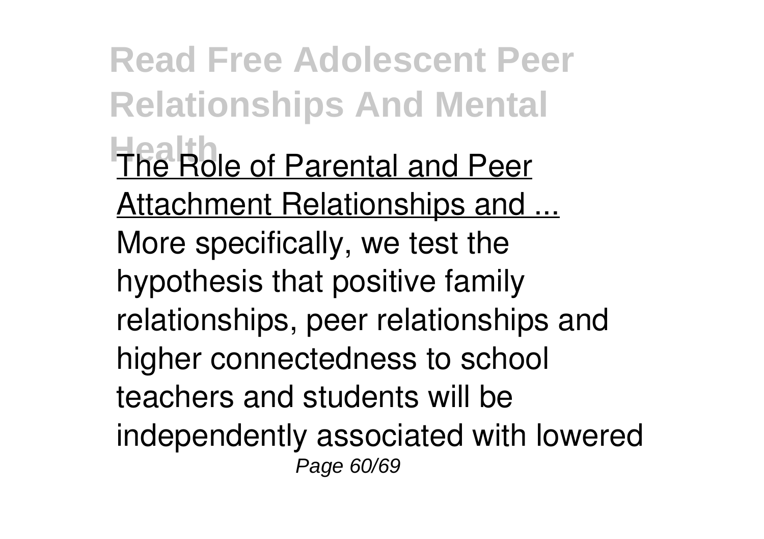The Role of Parental and Peer Attachment Relationships and ...

More specifically, we test the hypothesis that positive family relationships, peer relationships and higher connectedness to school teachers and students will be independently associated with lowered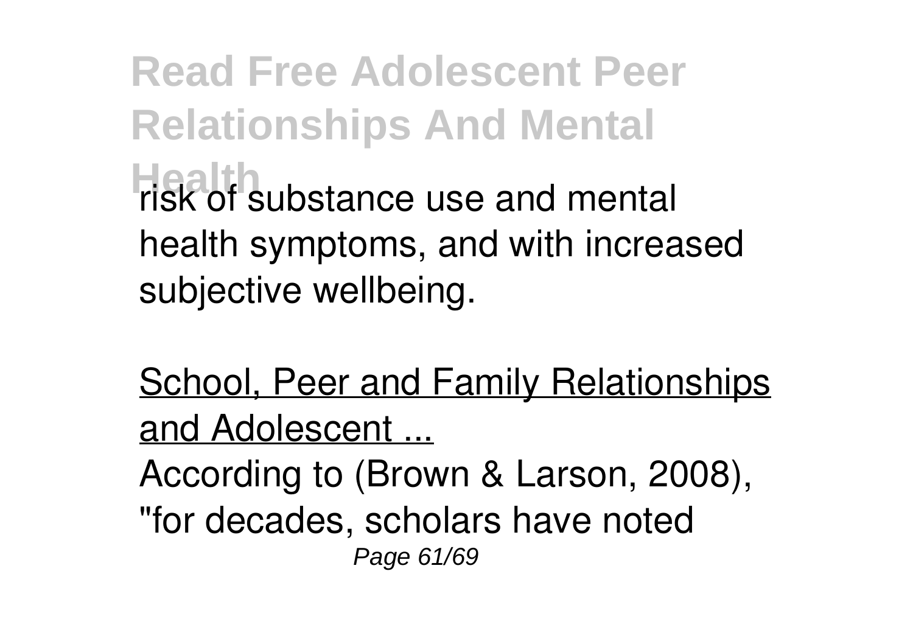risk of substance use and mental health symptoms, and with increased subjective wellbeing.

School, Peer and Family Relationships and Adolescent ...

According to (Brown & Larson, 2008), "for decades, scholars have noted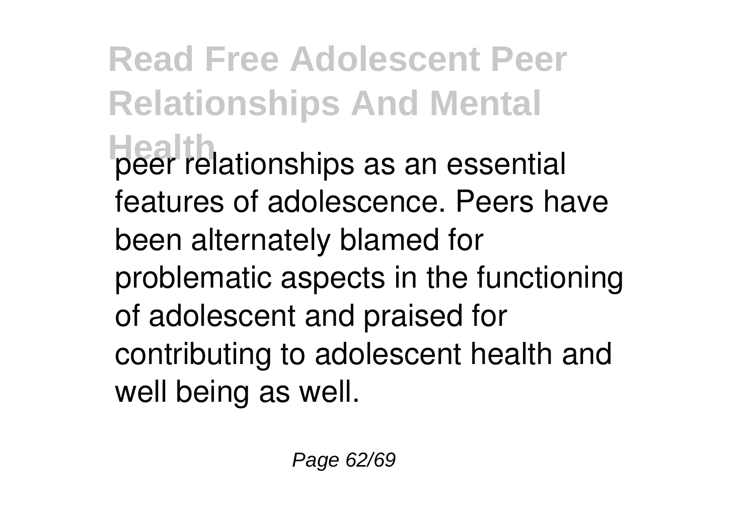peer relationships as an essential features of adolescence. Peers have been alternately blamed for problematic aspects in the functioning of adolescent and praised for contributing to adolescent health and well being as well.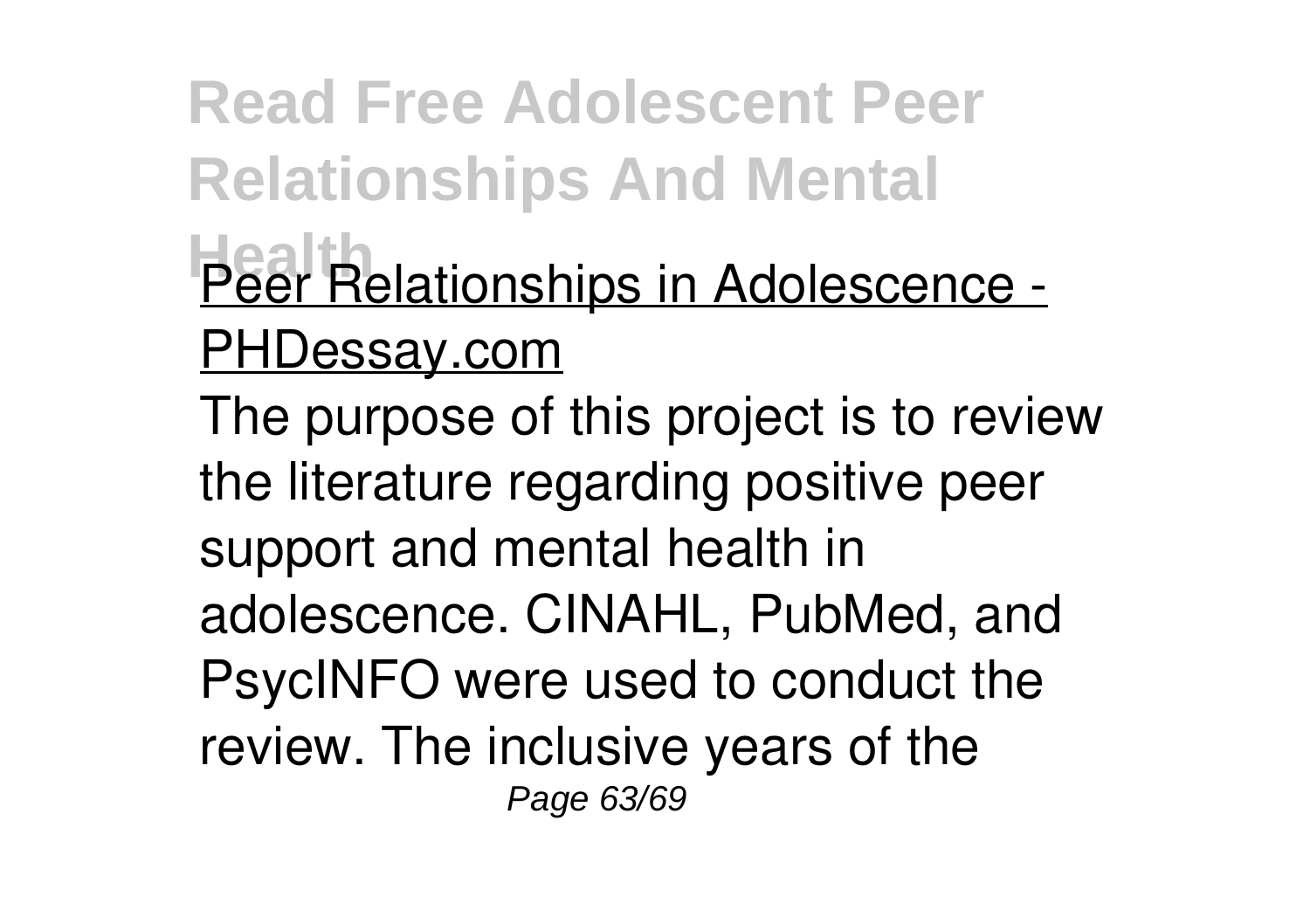Peer Relationships in Adolescence - PHDessay.com

The purpose of this project is to review the literature regarding positive peer support and mental health in adolescence. CINAHL, PubMed, and PsycINFO were used to conduct the review. The inclusive years of the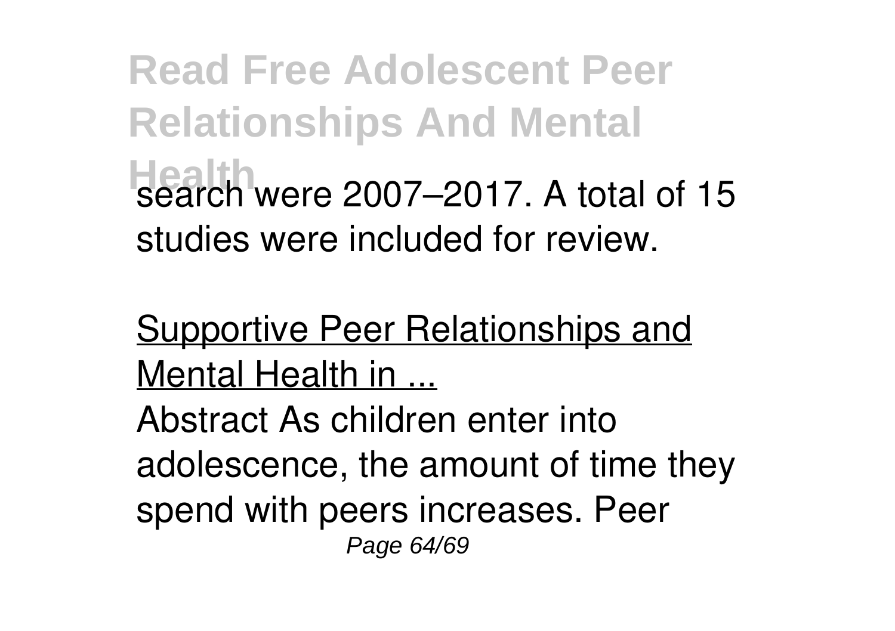search were 2007–2017. A total of 15 studies were included for review.

Supportive Peer Relationships and Mental Health in ...

Abstract As children enter into adolescence, the amount of time they spend with peers increases. Peer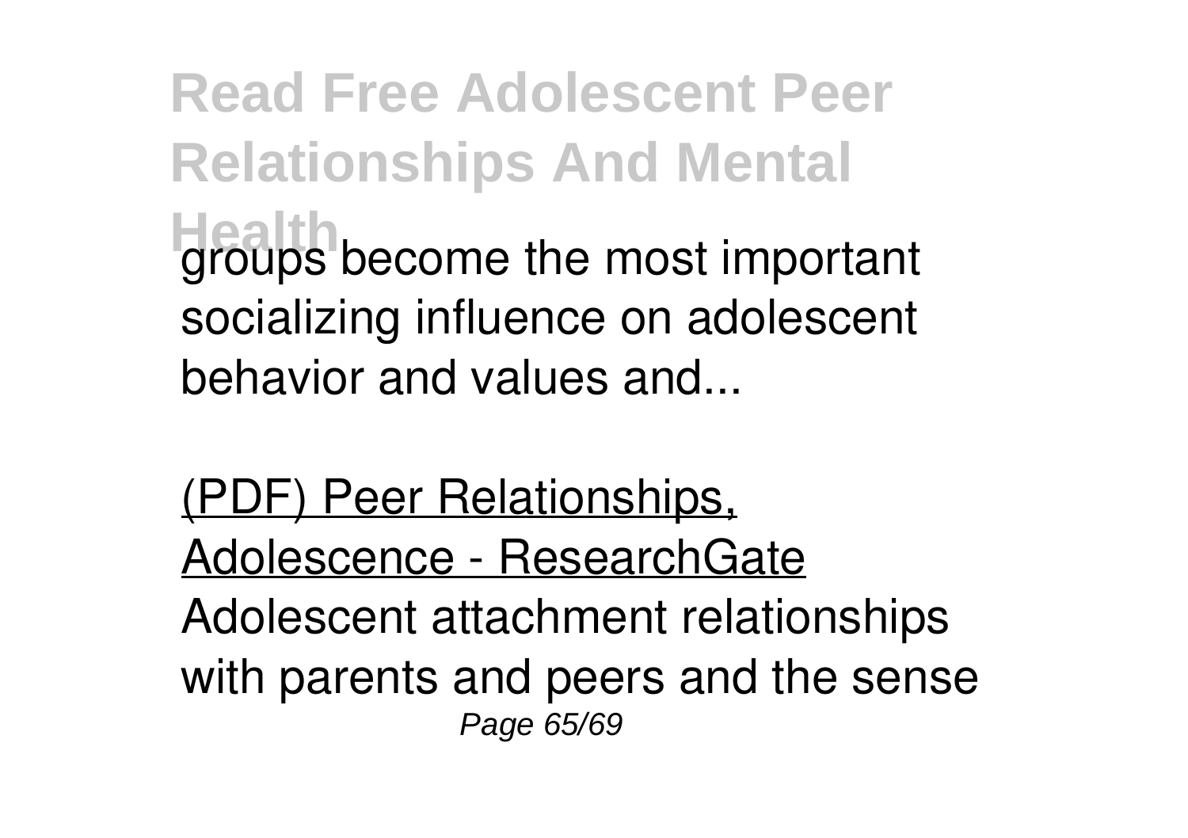groups become the most important socializing influence on adolescent behavior and values and...

(PDF) Peer Relationships, Adolescence - ResearchGate

Adolescent attachment relationships with parents and peers and the sense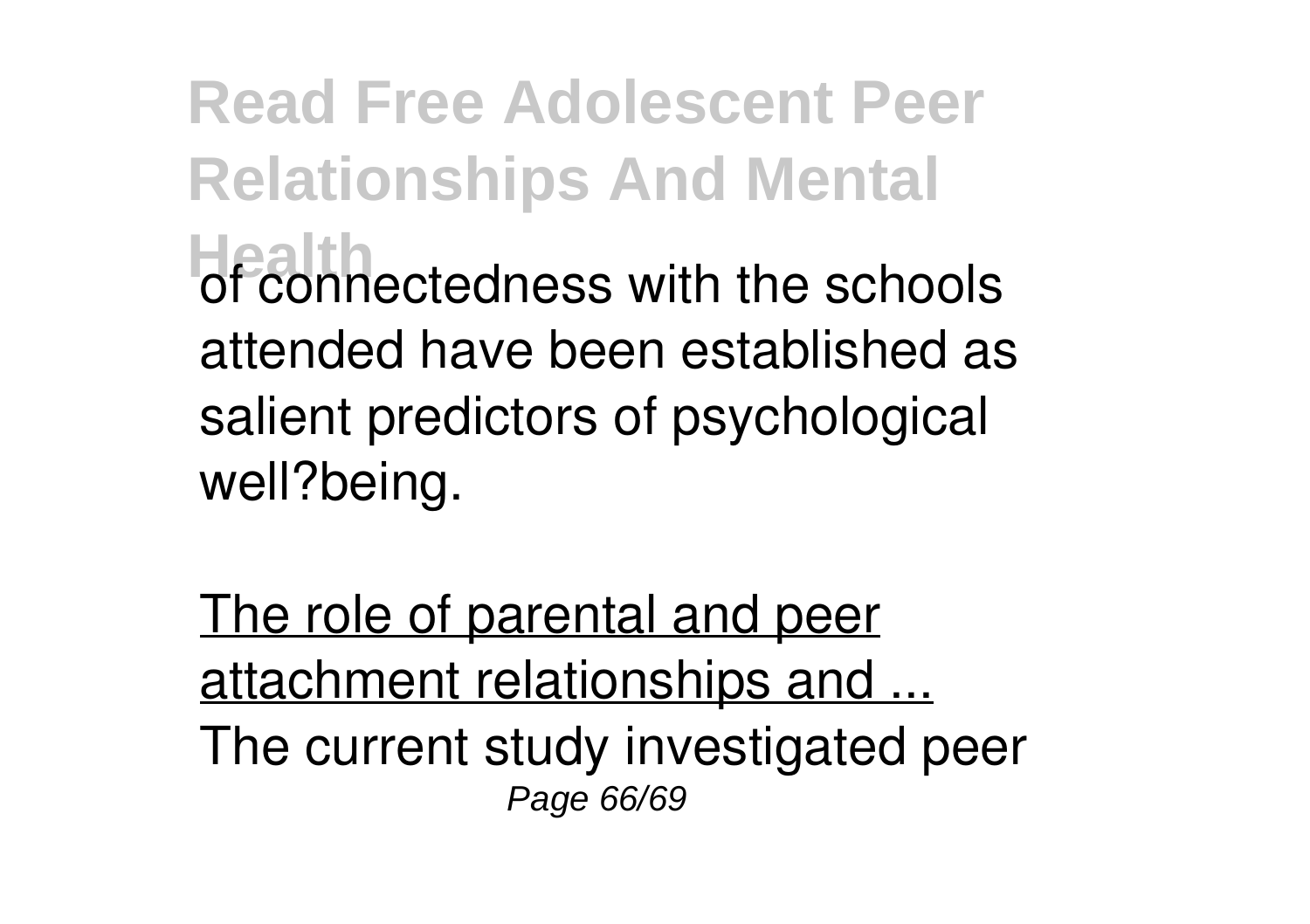of connectedness with the schools attended have been established as salient predictors of psychological well?being.

The role of parental and peer attachment relationships and ...

The current study investigated peer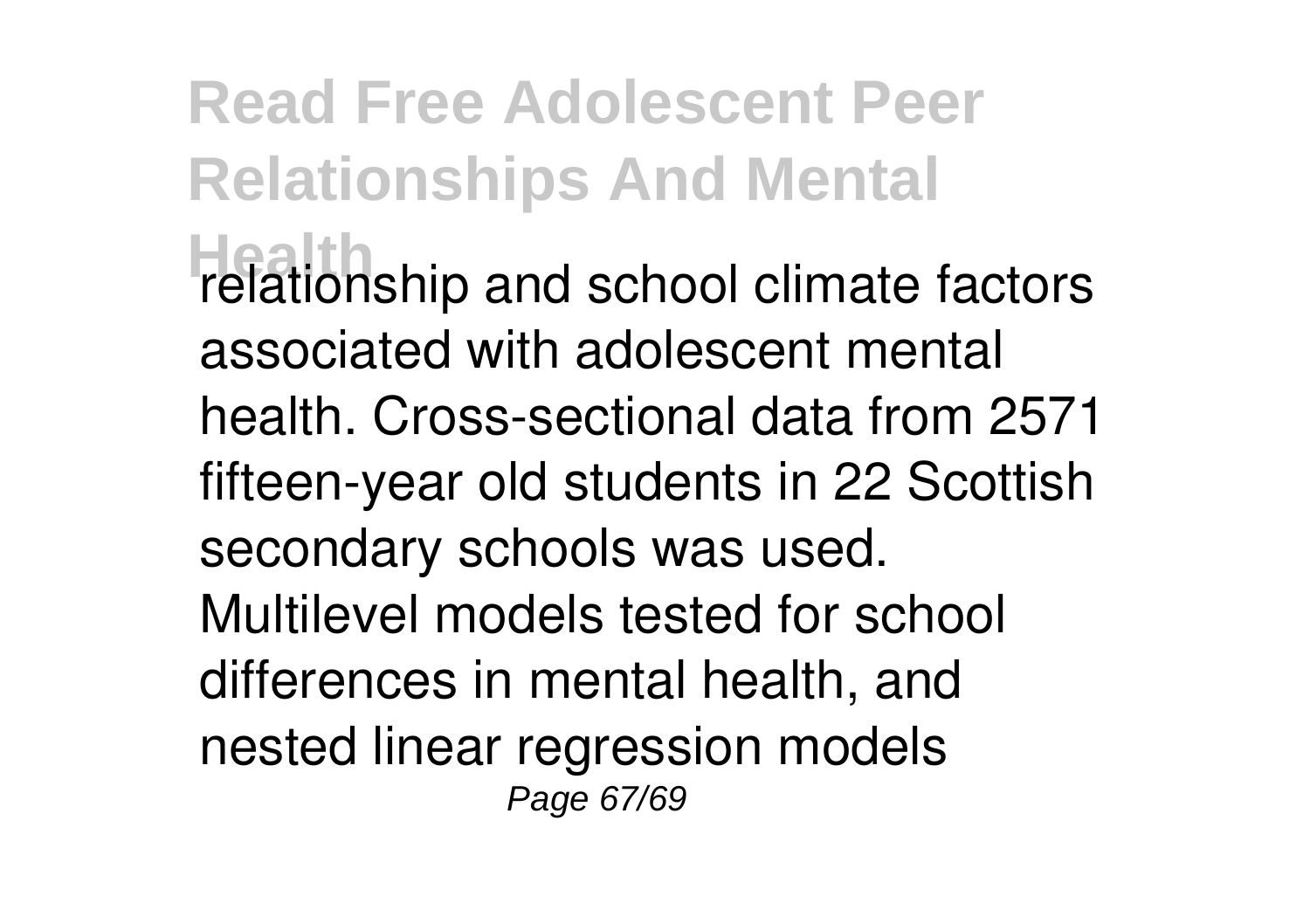relationship and school climate factors associated with adolescent mental health. Cross-sectional data from 2571 fifteen-year old students in 22 Scottish secondary schools was used. Multilevel models tested for school differences in mental health, and nested linear regression models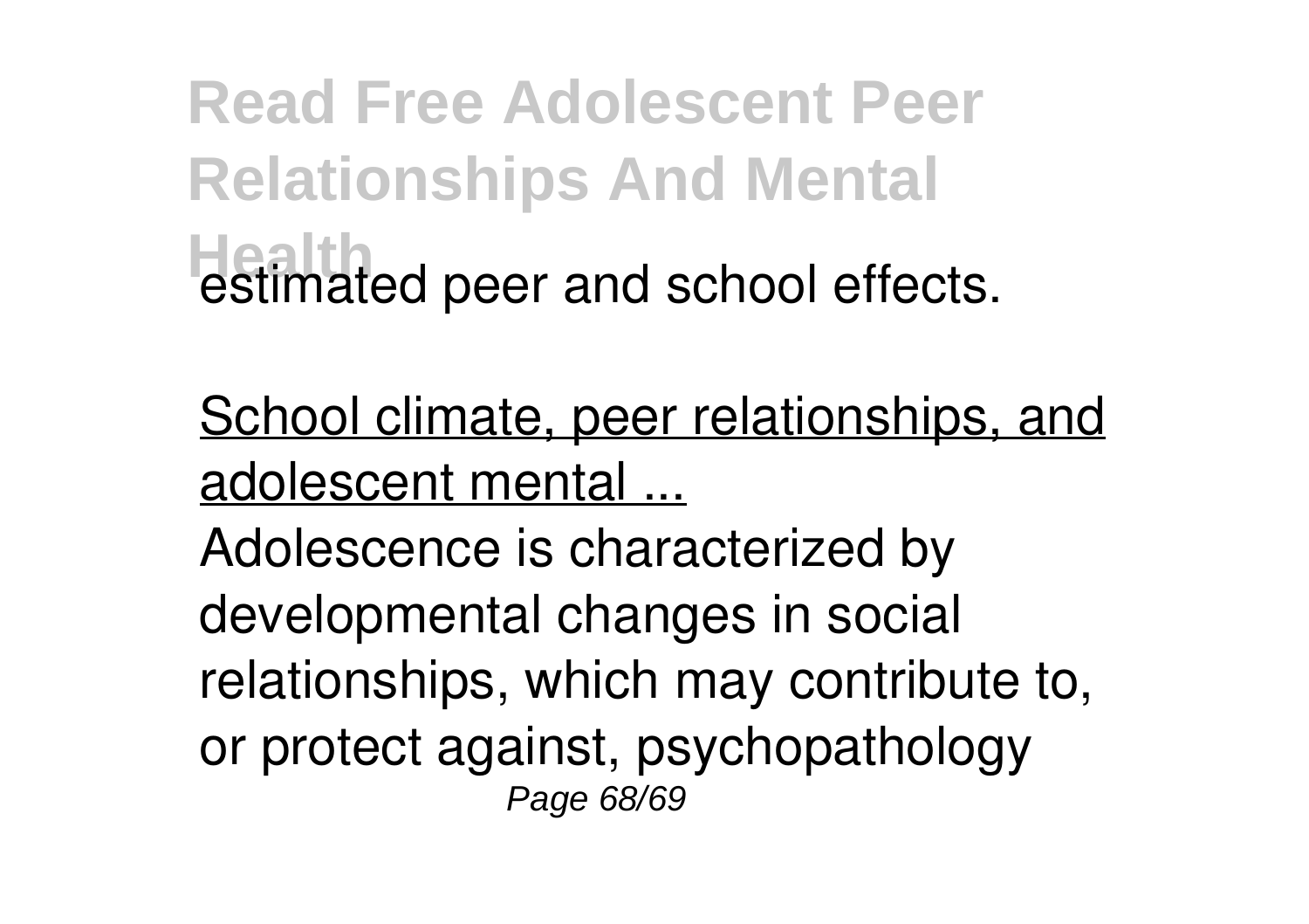estimated peer and school effects.

School climate, peer relationships, and adolescent mental ...

Adolescence is characterized by developmental changes in social relationships, which may contribute to, or protect against, psychopathology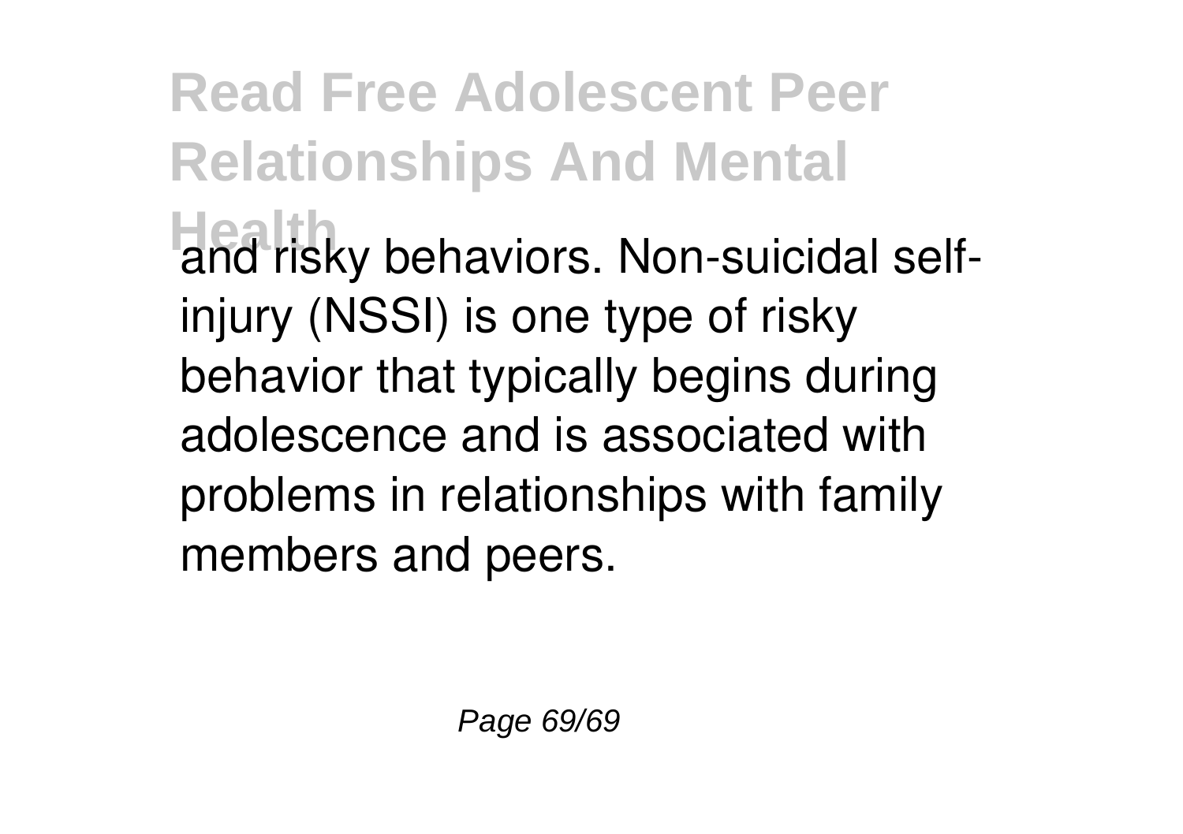and risky behaviors. Non-suicidal self-injury (NSSI) is one type of risky behavior that typically begins during adolescence and is associated with problems in relationships with family members and peers.